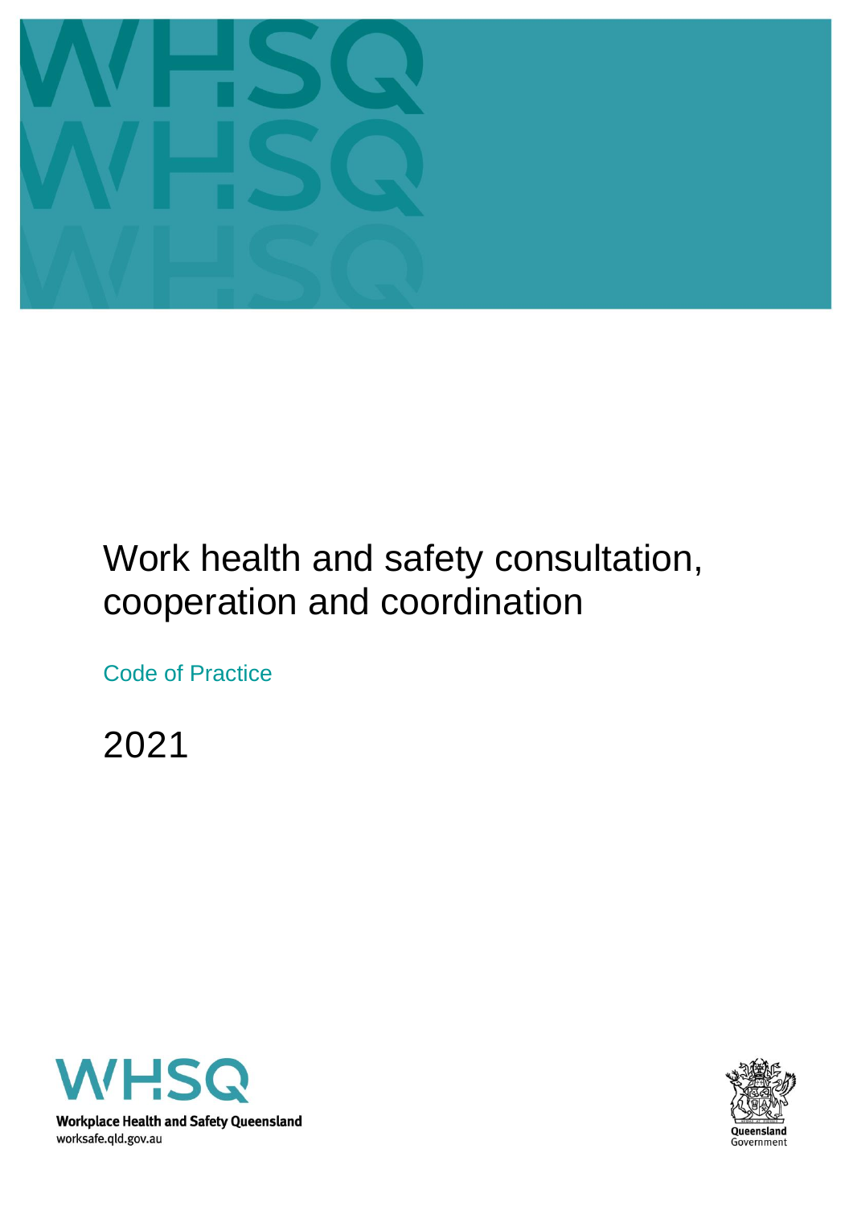# Work health and safety consultation, cooperation and coordination

Code of Practice

2021

Workplace Health and Safety Queensland

worksafe.qld.gov.au

Queensland Government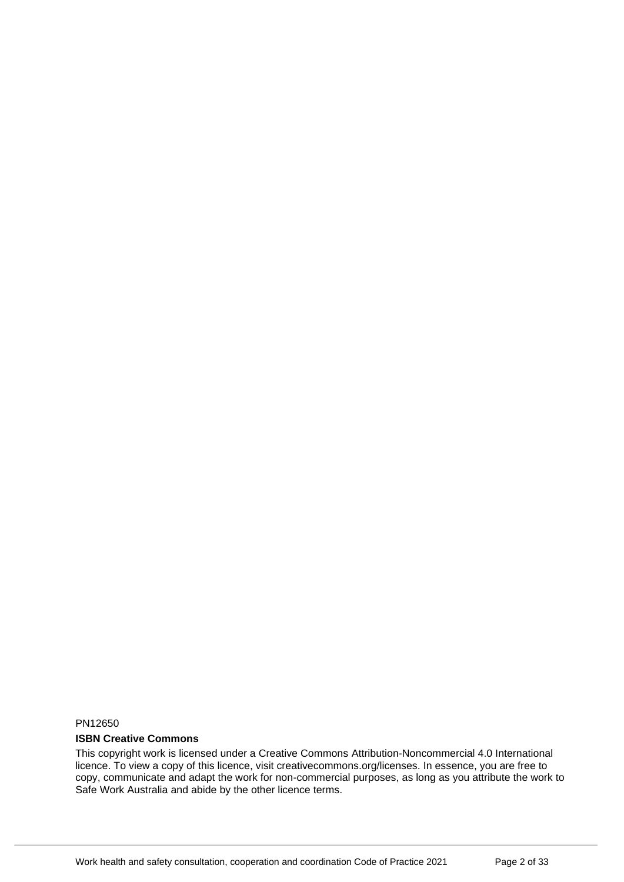PN12650

**ISBN Creative Commons**

This copyright work is licensed under a Creative Commons Attribution-Noncommercial 4.0 International licence. To view a copy of this licence, visit creativecommons.org/licenses. In essence, you are free to copy, communicate and adapt the work for non-commercial purposes, as long as you attribute the work to Safe Work Australia and abide by the other licence terms.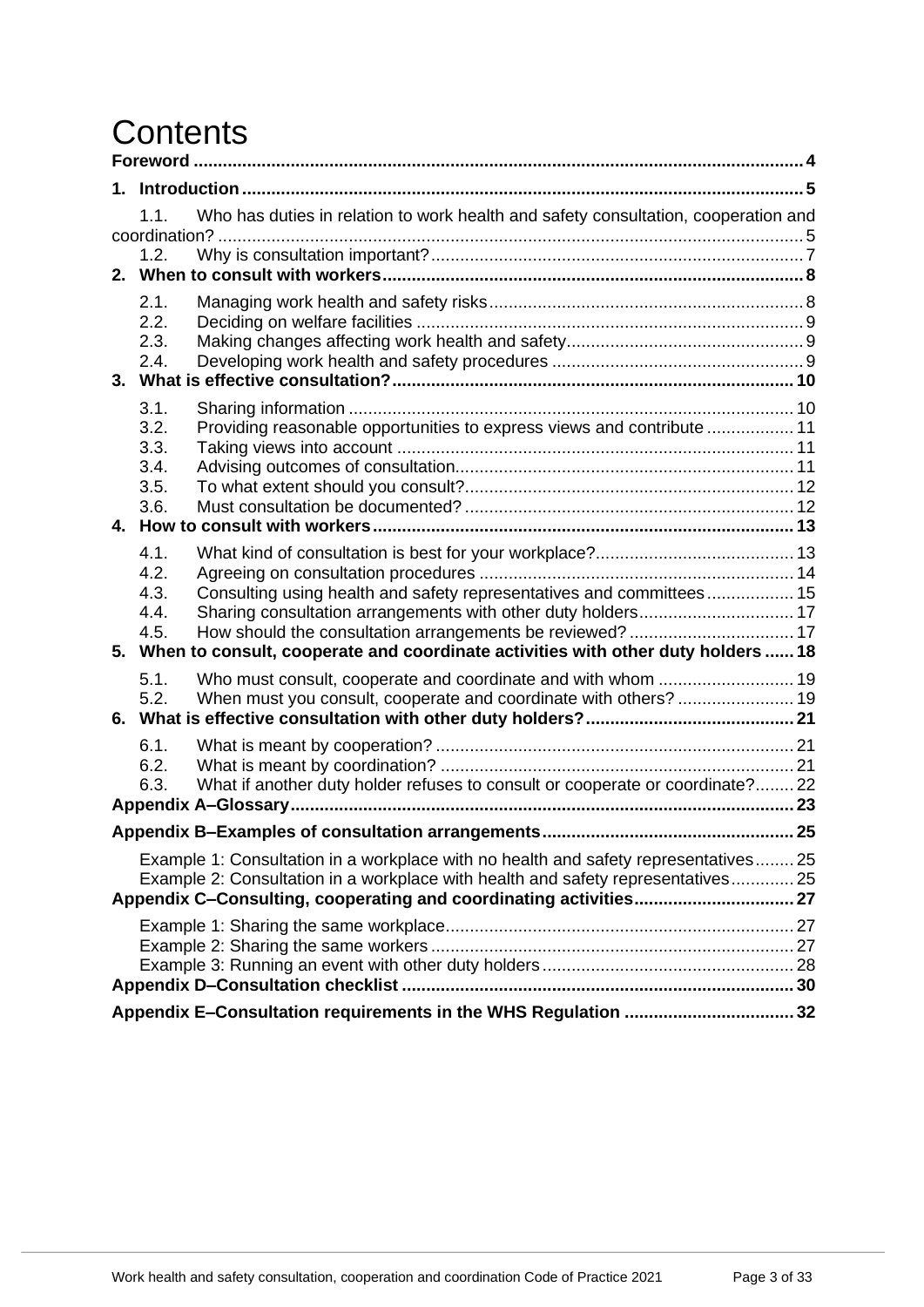# Contents

**Foreword** ........ 4

**1. Introduction** ........ 5

- 1.1. Who has duties in relation to work health and safety consultation, cooperation and coordination? ........ 5
- 1.2. Why is consultation important? ........ 7

**2. When to consult with workers** ........ 8

- 2.1. Managing work health and safety risks ........ 8
- 2.2. Deciding on welfare facilities ........ 9
- 2.3. Making changes affecting work health and safety ........ 9
- 2.4. Developing work health and safety procedures ........ 9

**3. What is effective consultation?** ........ 10

- 3.1. Sharing information ........ 10
- 3.2. Providing reasonable opportunities to express views and contribute ........ 11
- 3.3. Taking views into account ........ 11
- 3.4. Advising outcomes of consultation ........ 11
- 3.5. To what extent should you consult? ........ 12
- 3.6. Must consultation be documented? ........ 12

**4. How to consult with workers** ........ 13

- 4.1. What kind of consultation is best for your workplace? ........ 13
- 4.2. Agreeing on consultation procedures ........ 14
- 4.3. Consulting using health and safety representatives and committees ........ 15
- 4.4. Sharing consultation arrangements with other duty holders ........ 17
- 4.5. How should the consultation arrangements be reviewed? ........ 17

**5. When to consult, cooperate and coordinate activities with other duty holders** ........ 18

- 5.1. Who must consult, cooperate and coordinate and with whom ........ 19
- 5.2. When must you consult, cooperate and coordinate with others? ........ 19

**6. What is effective consultation with other duty holders?** ........ 21

- 6.1. What is meant by cooperation? ........ 21
- 6.2. What is meant by coordination? ........ 21
- 6.3. What if another duty holder refuses to consult or cooperate or coordinate? ........ 22

**Appendix A–Glossary** ........ 23

**Appendix B–Examples of consultation arrangements** ........ 25

- Example 1: Consultation in a workplace with no health and safety representatives ........ 25
- Example 2: Consultation in a workplace with health and safety representatives ........ 25

**Appendix C–Consulting, cooperating and coordinating activities** ........ 27

- Example 1: Sharing the same workplace ........ 27
- Example 2: Sharing the same workers ........ 27
- Example 3: Running an event with other duty holders ........ 28

**Appendix D–Consultation checklist** ........ 30

**Appendix E–Consultation requirements in the WHS Regulation** ........ 32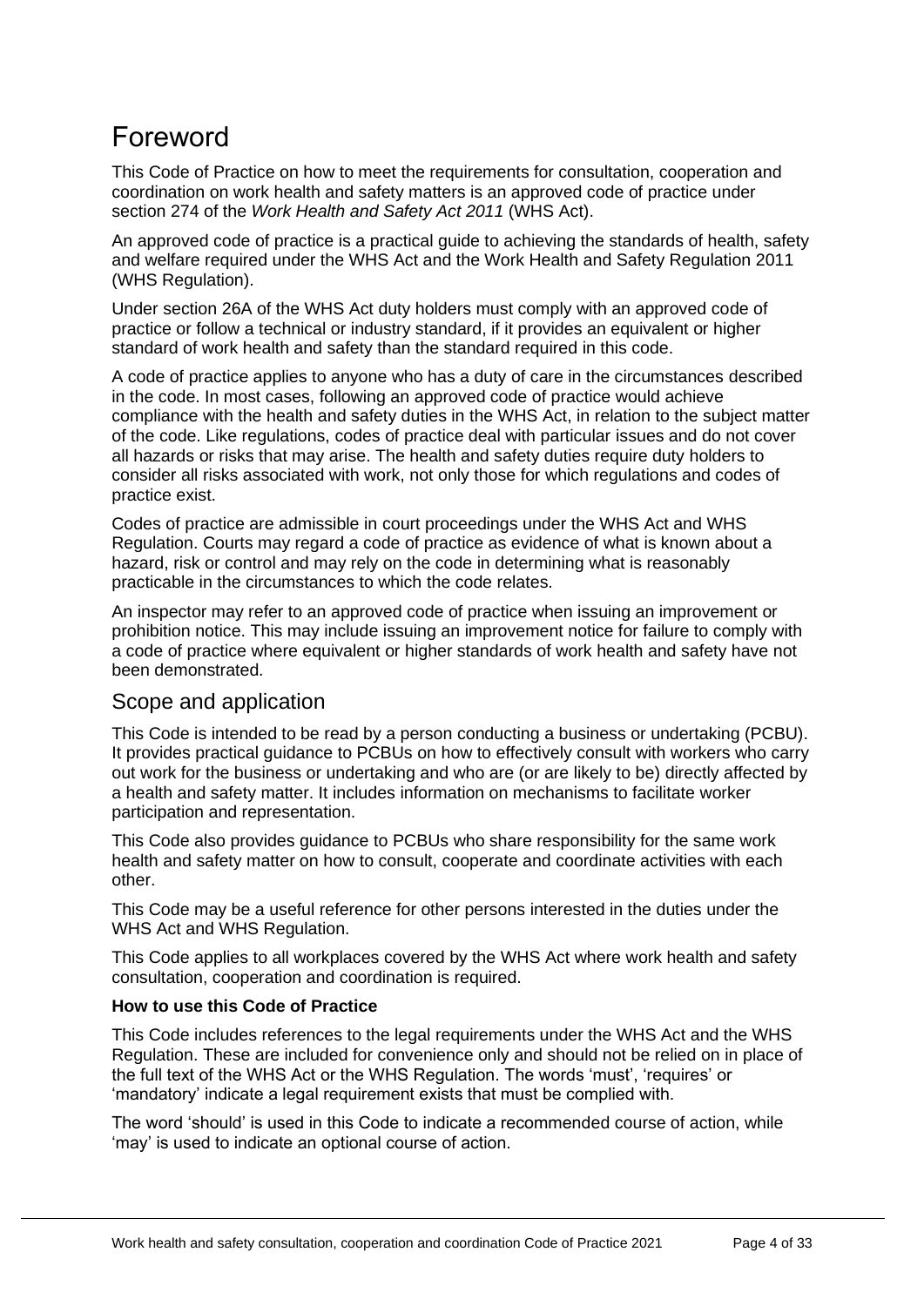# Foreword

This Code of Practice on how to meet the requirements for consultation, cooperation and coordination on work health and safety matters is an approved code of practice under section 274 of the *Work Health and Safety Act 2011* (WHS Act).

An approved code of practice is a practical guide to achieving the standards of health, safety and welfare required under the WHS Act and the Work Health and Safety Regulation 2011 (WHS Regulation).

Under section 26A of the WHS Act duty holders must comply with an approved code of practice or follow a technical or industry standard, if it provides an equivalent or higher standard of work health and safety than the standard required in this code.

A code of practice applies to anyone who has a duty of care in the circumstances described in the code. In most cases, following an approved code of practice would achieve compliance with the health and safety duties in the WHS Act, in relation to the subject matter of the code. Like regulations, codes of practice deal with particular issues and do not cover all hazards or risks that may arise. The health and safety duties require duty holders to consider all risks associated with work, not only those for which regulations and codes of practice exist.

Codes of practice are admissible in court proceedings under the WHS Act and WHS Regulation. Courts may regard a code of practice as evidence of what is known about a hazard, risk or control and may rely on the code in determining what is reasonably practicable in the circumstances to which the code relates.

An inspector may refer to an approved code of practice when issuing an improvement or prohibition notice. This may include issuing an improvement notice for failure to comply with a code of practice where equivalent or higher standards of work health and safety have not been demonstrated.

## Scope and application

This Code is intended to be read by a person conducting a business or undertaking (PCBU). It provides practical guidance to PCBUs on how to effectively consult with workers who carry out work for the business or undertaking and who are (or are likely to be) directly affected by a health and safety matter. It includes information on mechanisms to facilitate worker participation and representation.

This Code also provides guidance to PCBUs who share responsibility for the same work health and safety matter on how to consult, cooperate and coordinate activities with each other.

This Code may be a useful reference for other persons interested in the duties under the WHS Act and WHS Regulation.

This Code applies to all workplaces covered by the WHS Act where work health and safety consultation, cooperation and coordination is required.

**How to use this Code of Practice**

This Code includes references to the legal requirements under the WHS Act and the WHS Regulation. These are included for convenience only and should not be relied on in place of the full text of the WHS Act or the WHS Regulation. The words 'must', 'requires' or 'mandatory' indicate a legal requirement exists that must be complied with.

The word 'should' is used in this Code to indicate a recommended course of action, while 'may' is used to indicate an optional course of action.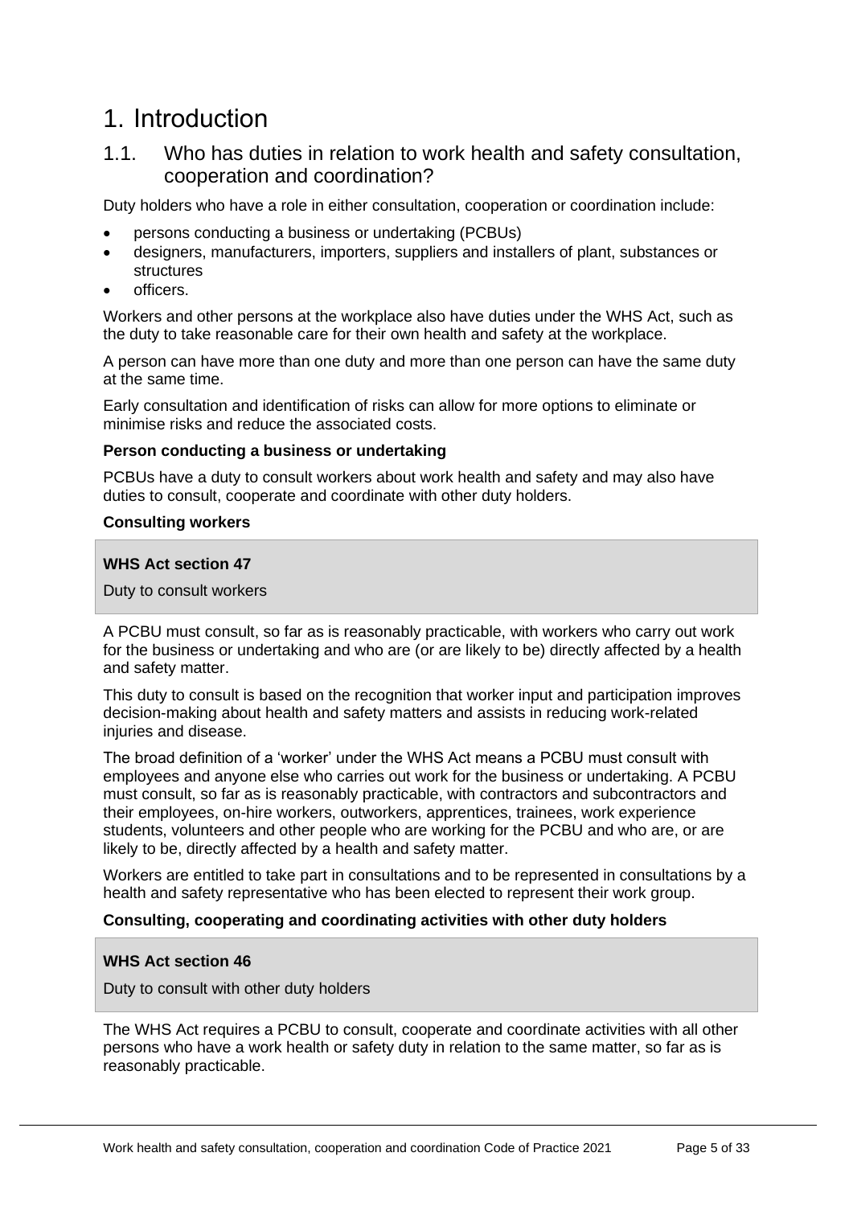# 1. Introduction

## 1.1. Who has duties in relation to work health and safety consultation, cooperation and coordination?

Duty holders who have a role in either consultation, cooperation or coordination include:

- persons conducting a business or undertaking (PCBUs)
- designers, manufacturers, importers, suppliers and installers of plant, substances or structures
- officers.

Workers and other persons at the workplace also have duties under the WHS Act, such as the duty to take reasonable care for their own health and safety at the workplace.

A person can have more than one duty and more than one person can have the same duty at the same time.

Early consultation and identification of risks can allow for more options to eliminate or minimise risks and reduce the associated costs.

**Person conducting a business or undertaking**

PCBUs have a duty to consult workers about work health and safety and may also have duties to consult, cooperate and coordinate with other duty holders.

**Consulting workers**

> **WHS Act section 47**
>
> Duty to consult workers

A PCBU must consult, so far as is reasonably practicable, with workers who carry out work for the business or undertaking and who are (or are likely to be) directly affected by a health and safety matter.

This duty to consult is based on the recognition that worker input and participation improves decision-making about health and safety matters and assists in reducing work-related injuries and disease.

The broad definition of a 'worker' under the WHS Act means a PCBU must consult with employees and anyone else who carries out work for the business or undertaking. A PCBU must consult, so far as is reasonably practicable, with contractors and subcontractors and their employees, on-hire workers, outworkers, apprentices, trainees, work experience students, volunteers and other people who are working for the PCBU and who are, or are likely to be, directly affected by a health and safety matter.

Workers are entitled to take part in consultations and to be represented in consultations by a health and safety representative who has been elected to represent their work group.

**Consulting, cooperating and coordinating activities with other duty holders**

> **WHS Act section 46**
>
> Duty to consult with other duty holders

The WHS Act requires a PCBU to consult, cooperate and coordinate activities with all other persons who have a work health or safety duty in relation to the same matter, so far as is reasonably practicable.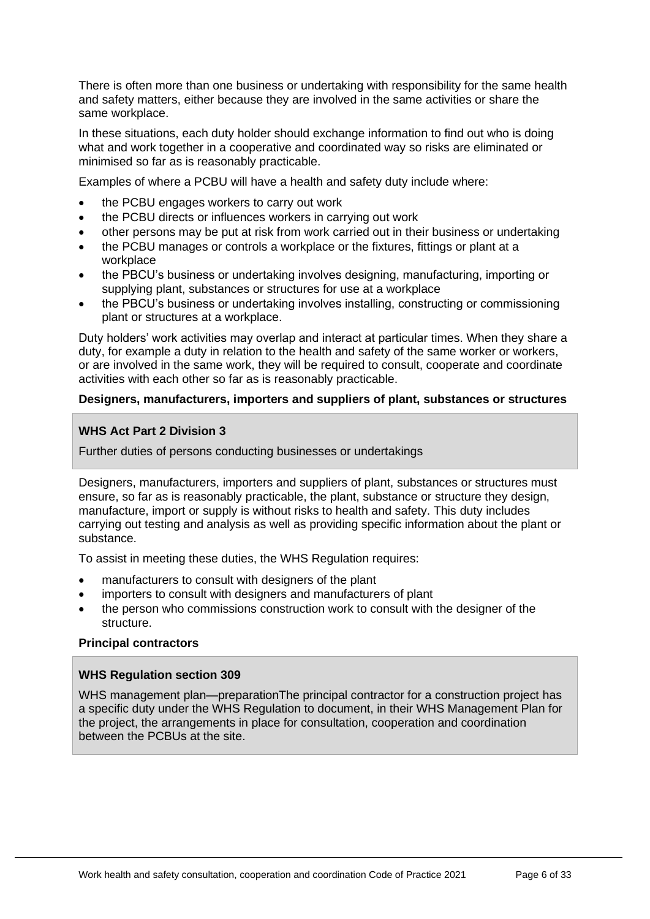There is often more than one business or undertaking with responsibility for the same health and safety matters, either because they are involved in the same activities or share the same workplace.

In these situations, each duty holder should exchange information to find out who is doing what and work together in a cooperative and coordinated way so risks are eliminated or minimised so far as is reasonably practicable.

Examples of where a PCBU will have a health and safety duty include where:

- the PCBU engages workers to carry out work
- the PCBU directs or influences workers in carrying out work
- other persons may be put at risk from work carried out in their business or undertaking
- the PCBU manages or controls a workplace or the fixtures, fittings or plant at a workplace
- the PBCU's business or undertaking involves designing, manufacturing, importing or supplying plant, substances or structures for use at a workplace
- the PBCU's business or undertaking involves installing, constructing or commissioning plant or structures at a workplace.

Duty holders' work activities may overlap and interact at particular times. When they share a duty, for example a duty in relation to the health and safety of the same worker or workers, or are involved in the same work, they will be required to consult, cooperate and coordinate activities with each other so far as is reasonably practicable.

**Designers, manufacturers, importers and suppliers of plant, substances or structures**

> **WHS Act Part 2 Division 3**
>
> Further duties of persons conducting businesses or undertakings

Designers, manufacturers, importers and suppliers of plant, substances or structures must ensure, so far as is reasonably practicable, the plant, substance or structure they design, manufacture, import or supply is without risks to health and safety. This duty includes carrying out testing and analysis as well as providing specific information about the plant or substance.

To assist in meeting these duties, the WHS Regulation requires:

- manufacturers to consult with designers of the plant
- importers to consult with designers and manufacturers of plant
- the person who commissions construction work to consult with the designer of the structure.

**Principal contractors**

> **WHS Regulation section 309**
>
> WHS management plan—preparationThe principal contractor for a construction project has a specific duty under the WHS Regulation to document, in their WHS Management Plan for the project, the arrangements in place for consultation, cooperation and coordination between the PCBUs at the site.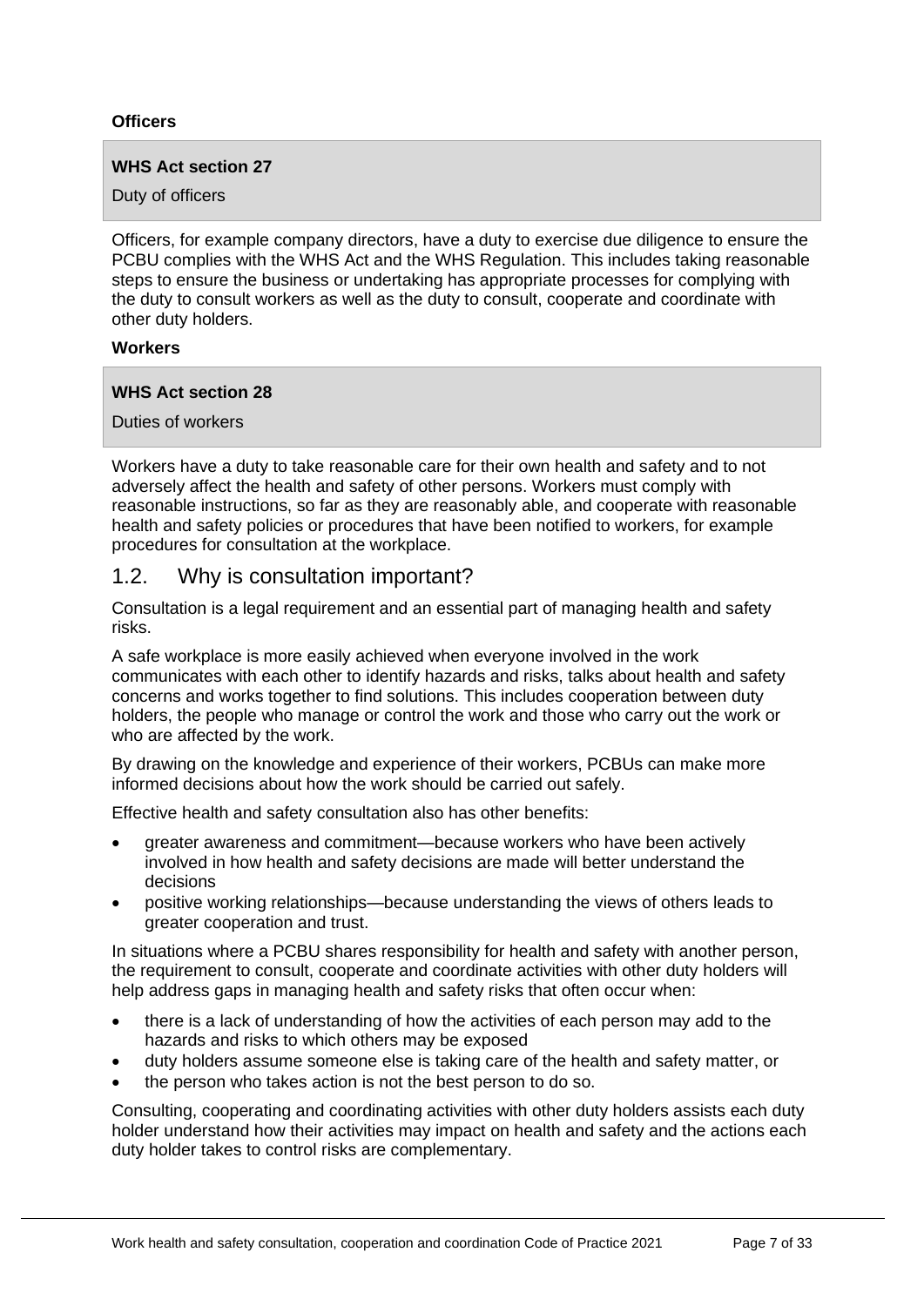**Officers**

> **WHS Act section 27**
>
> Duty of officers

Officers, for example company directors, have a duty to exercise due diligence to ensure the PCBU complies with the WHS Act and the WHS Regulation. This includes taking reasonable steps to ensure the business or undertaking has appropriate processes for complying with the duty to consult workers as well as the duty to consult, cooperate and coordinate with other duty holders.

**Workers**

> **WHS Act section 28**
>
> Duties of workers

Workers have a duty to take reasonable care for their own health and safety and to not adversely affect the health and safety of other persons. Workers must comply with reasonable instructions, so far as they are reasonably able, and cooperate with reasonable health and safety policies or procedures that have been notified to workers, for example procedures for consultation at the workplace.

## 1.2. Why is consultation important?

Consultation is a legal requirement and an essential part of managing health and safety risks.

A safe workplace is more easily achieved when everyone involved in the work communicates with each other to identify hazards and risks, talks about health and safety concerns and works together to find solutions. This includes cooperation between duty holders, the people who manage or control the work and those who carry out the work or who are affected by the work.

By drawing on the knowledge and experience of their workers, PCBUs can make more informed decisions about how the work should be carried out safely.

Effective health and safety consultation also has other benefits:

- greater awareness and commitment—because workers who have been actively involved in how health and safety decisions are made will better understand the decisions
- positive working relationships—because understanding the views of others leads to greater cooperation and trust.

In situations where a PCBU shares responsibility for health and safety with another person, the requirement to consult, cooperate and coordinate activities with other duty holders will help address gaps in managing health and safety risks that often occur when:

- there is a lack of understanding of how the activities of each person may add to the hazards and risks to which others may be exposed
- duty holders assume someone else is taking care of the health and safety matter, or
- the person who takes action is not the best person to do so.

Consulting, cooperating and coordinating activities with other duty holders assists each duty holder understand how their activities may impact on health and safety and the actions each duty holder takes to control risks are complementary.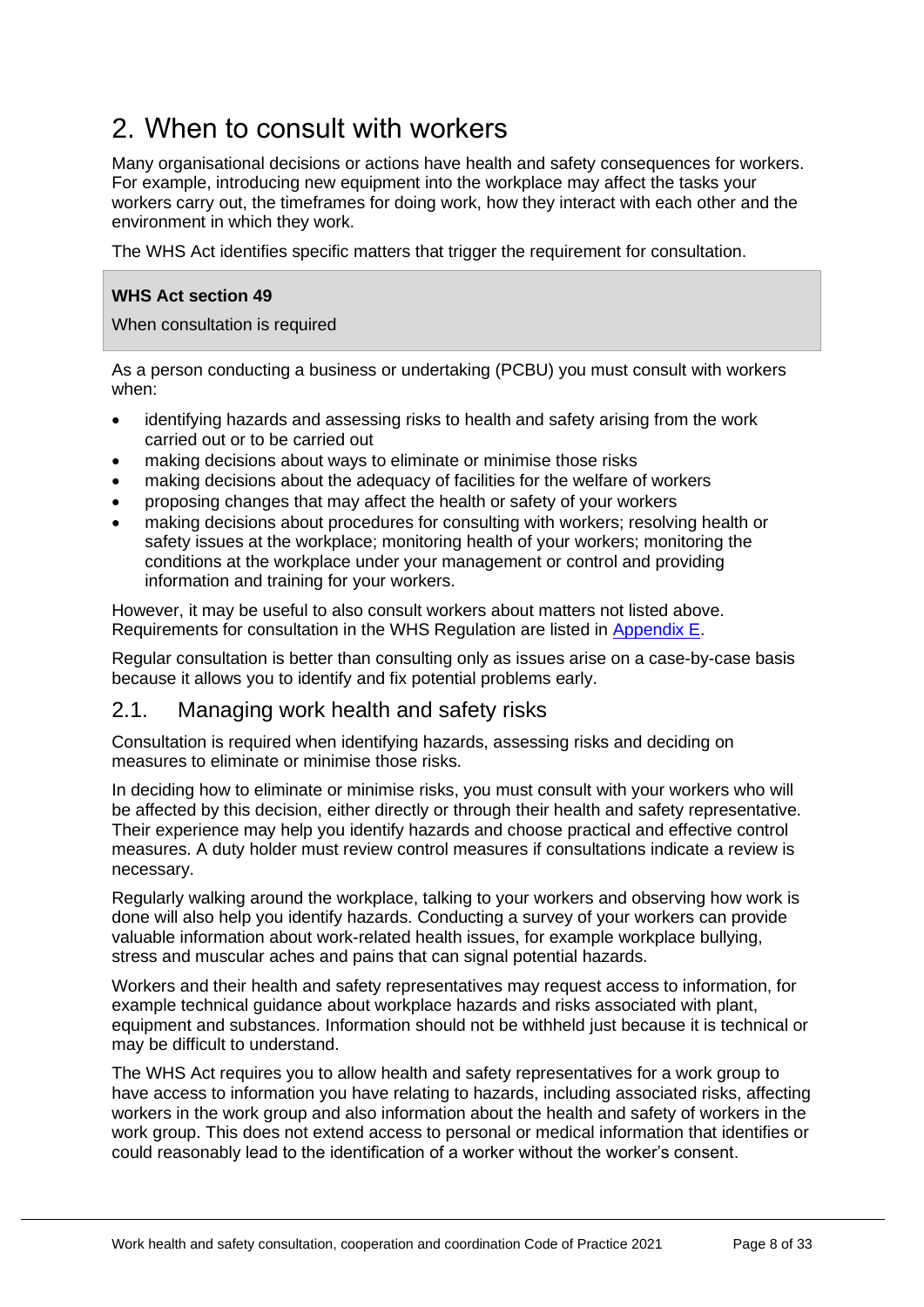# 2. When to consult with workers

Many organisational decisions or actions have health and safety consequences for workers. For example, introducing new equipment into the workplace may affect the tasks your workers carry out, the timeframes for doing work, how they interact with each other and the environment in which they work.

The WHS Act identifies specific matters that trigger the requirement for consultation.

**WHS Act section 49**

When consultation is required

As a person conducting a business or undertaking (PCBU) you must consult with workers when:

- identifying hazards and assessing risks to health and safety arising from the work carried out or to be carried out
- making decisions about ways to eliminate or minimise those risks
- making decisions about the adequacy of facilities for the welfare of workers
- proposing changes that may affect the health or safety of your workers
- making decisions about procedures for consulting with workers; resolving health or safety issues at the workplace; monitoring health of your workers; monitoring the conditions at the workplace under your management or control and providing information and training for your workers.

However, it may be useful to also consult workers about matters not listed above. Requirements for consultation in the WHS Regulation are listed in Appendix E.

Regular consultation is better than consulting only as issues arise on a case-by-case basis because it allows you to identify and fix potential problems early.

## 2.1. Managing work health and safety risks

Consultation is required when identifying hazards, assessing risks and deciding on measures to eliminate or minimise those risks.

In deciding how to eliminate or minimise risks, you must consult with your workers who will be affected by this decision, either directly or through their health and safety representative. Their experience may help you identify hazards and choose practical and effective control measures. A duty holder must review control measures if consultations indicate a review is necessary.

Regularly walking around the workplace, talking to your workers and observing how work is done will also help you identify hazards. Conducting a survey of your workers can provide valuable information about work-related health issues, for example workplace bullying, stress and muscular aches and pains that can signal potential hazards.

Workers and their health and safety representatives may request access to information, for example technical guidance about workplace hazards and risks associated with plant, equipment and substances. Information should not be withheld just because it is technical or may be difficult to understand.

The WHS Act requires you to allow health and safety representatives for a work group to have access to information you have relating to hazards, including associated risks, affecting workers in the work group and also information about the health and safety of workers in the work group. This does not extend access to personal or medical information that identifies or could reasonably lead to the identification of a worker without the worker's consent.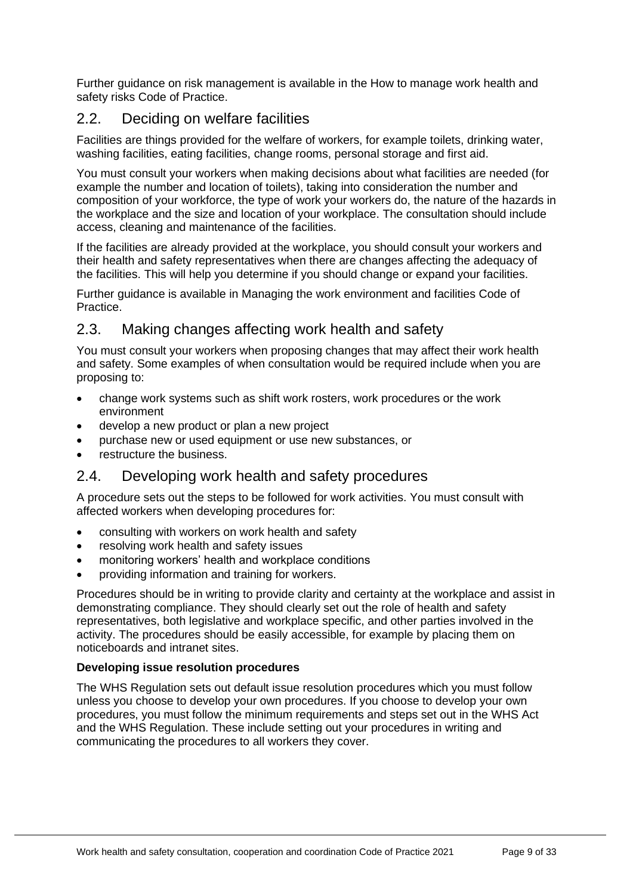Further guidance on risk management is available in the How to manage work health and safety risks Code of Practice.

## 2.2. Deciding on welfare facilities

Facilities are things provided for the welfare of workers, for example toilets, drinking water, washing facilities, eating facilities, change rooms, personal storage and first aid.

You must consult your workers when making decisions about what facilities are needed (for example the number and location of toilets), taking into consideration the number and composition of your workforce, the type of work your workers do, the nature of the hazards in the workplace and the size and location of your workplace. The consultation should include access, cleaning and maintenance of the facilities.

If the facilities are already provided at the workplace, you should consult your workers and their health and safety representatives when there are changes affecting the adequacy of the facilities. This will help you determine if you should change or expand your facilities.

Further guidance is available in Managing the work environment and facilities Code of Practice.

## 2.3. Making changes affecting work health and safety

You must consult your workers when proposing changes that may affect their work health and safety. Some examples of when consultation would be required include when you are proposing to:

- change work systems such as shift work rosters, work procedures or the work environment
- develop a new product or plan a new project
- purchase new or used equipment or use new substances, or
- restructure the business.

## 2.4. Developing work health and safety procedures

A procedure sets out the steps to be followed for work activities. You must consult with affected workers when developing procedures for:

- consulting with workers on work health and safety
- resolving work health and safety issues
- monitoring workers' health and workplace conditions
- providing information and training for workers.

Procedures should be in writing to provide clarity and certainty at the workplace and assist in demonstrating compliance. They should clearly set out the role of health and safety representatives, both legislative and workplace specific, and other parties involved in the activity. The procedures should be easily accessible, for example by placing them on noticeboards and intranet sites.

**Developing issue resolution procedures**

The WHS Regulation sets out default issue resolution procedures which you must follow unless you choose to develop your own procedures. If you choose to develop your own procedures, you must follow the minimum requirements and steps set out in the WHS Act and the WHS Regulation. These include setting out your procedures in writing and communicating the procedures to all workers they cover.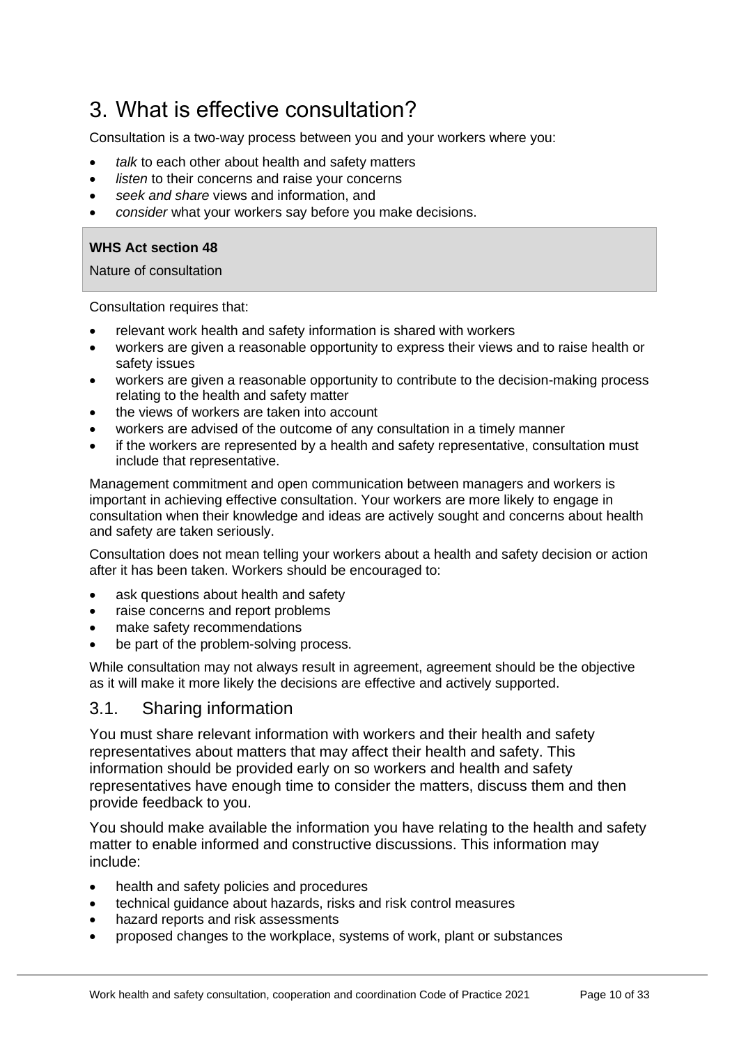# 3. What is effective consultation?

Consultation is a two-way process between you and your workers where you:

- *talk* to each other about health and safety matters
- *listen* to their concerns and raise your concerns
- *seek and share* views and information, and
- *consider* what your workers say before you make decisions.

> **WHS Act section 48**
>
> Nature of consultation

Consultation requires that:

- relevant work health and safety information is shared with workers
- workers are given a reasonable opportunity to express their views and to raise health or safety issues
- workers are given a reasonable opportunity to contribute to the decision-making process relating to the health and safety matter
- the views of workers are taken into account
- workers are advised of the outcome of any consultation in a timely manner
- if the workers are represented by a health and safety representative, consultation must include that representative.

Management commitment and open communication between managers and workers is important in achieving effective consultation. Your workers are more likely to engage in consultation when their knowledge and ideas are actively sought and concerns about health and safety are taken seriously.

Consultation does not mean telling your workers about a health and safety decision or action after it has been taken. Workers should be encouraged to:

- ask questions about health and safety
- raise concerns and report problems
- make safety recommendations
- be part of the problem-solving process.

While consultation may not always result in agreement, agreement should be the objective as it will make it more likely the decisions are effective and actively supported.

## 3.1. Sharing information

You must share relevant information with workers and their health and safety representatives about matters that may affect their health and safety. This information should be provided early on so workers and health and safety representatives have enough time to consider the matters, discuss them and then provide feedback to you.

You should make available the information you have relating to the health and safety matter to enable informed and constructive discussions. This information may include:

- health and safety policies and procedures
- technical guidance about hazards, risks and risk control measures
- hazard reports and risk assessments
- proposed changes to the workplace, systems of work, plant or substances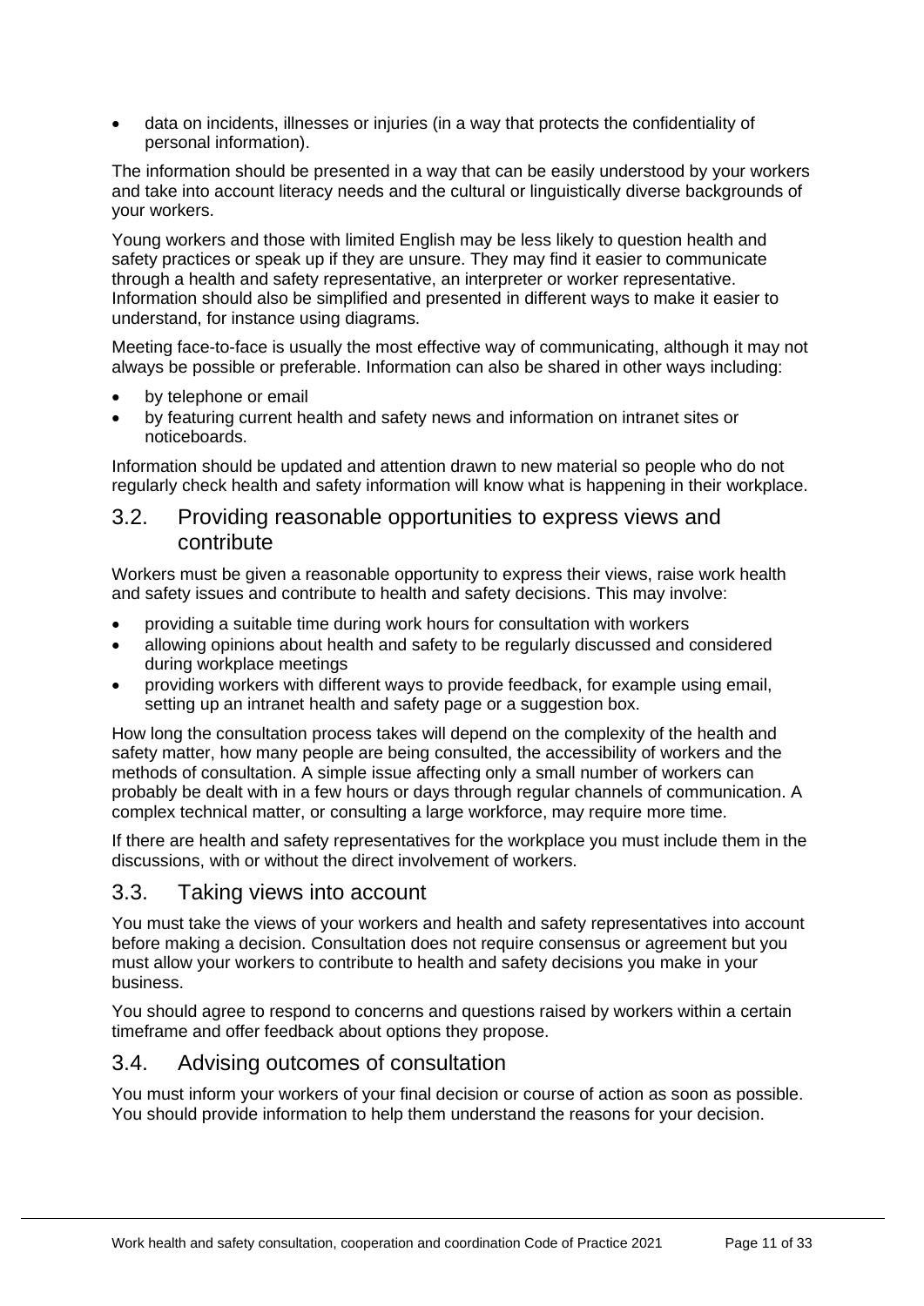- data on incidents, illnesses or injuries (in a way that protects the confidentiality of personal information).

The information should be presented in a way that can be easily understood by your workers and take into account literacy needs and the cultural or linguistically diverse backgrounds of your workers.

Young workers and those with limited English may be less likely to question health and safety practices or speak up if they are unsure. They may find it easier to communicate through a health and safety representative, an interpreter or worker representative. Information should also be simplified and presented in different ways to make it easier to understand, for instance using diagrams.

Meeting face-to-face is usually the most effective way of communicating, although it may not always be possible or preferable. Information can also be shared in other ways including:

- by telephone or email
- by featuring current health and safety news and information on intranet sites or noticeboards.

Information should be updated and attention drawn to new material so people who do not regularly check health and safety information will know what is happening in their workplace.

## 3.2. Providing reasonable opportunities to express views and contribute

Workers must be given a reasonable opportunity to express their views, raise work health and safety issues and contribute to health and safety decisions. This may involve:

- providing a suitable time during work hours for consultation with workers
- allowing opinions about health and safety to be regularly discussed and considered during workplace meetings
- providing workers with different ways to provide feedback, for example using email, setting up an intranet health and safety page or a suggestion box.

How long the consultation process takes will depend on the complexity of the health and safety matter, how many people are being consulted, the accessibility of workers and the methods of consultation. A simple issue affecting only a small number of workers can probably be dealt with in a few hours or days through regular channels of communication. A complex technical matter, or consulting a large workforce, may require more time.

If there are health and safety representatives for the workplace you must include them in the discussions, with or without the direct involvement of workers.

## 3.3. Taking views into account

You must take the views of your workers and health and safety representatives into account before making a decision. Consultation does not require consensus or agreement but you must allow your workers to contribute to health and safety decisions you make in your business.

You should agree to respond to concerns and questions raised by workers within a certain timeframe and offer feedback about options they propose.

## 3.4. Advising outcomes of consultation

You must inform your workers of your final decision or course of action as soon as possible. You should provide information to help them understand the reasons for your decision.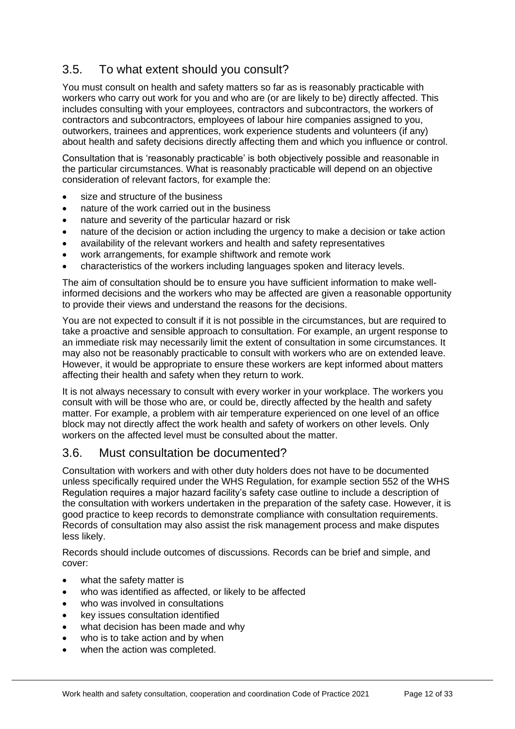## 3.5. To what extent should you consult?

You must consult on health and safety matters so far as is reasonably practicable with workers who carry out work for you and who are (or are likely to be) directly affected. This includes consulting with your employees, contractors and subcontractors, the workers of contractors and subcontractors, employees of labour hire companies assigned to you, outworkers, trainees and apprentices, work experience students and volunteers (if any) about health and safety decisions directly affecting them and which you influence or control.

Consultation that is 'reasonably practicable' is both objectively possible and reasonable in the particular circumstances. What is reasonably practicable will depend on an objective consideration of relevant factors, for example the:

- size and structure of the business
- nature of the work carried out in the business
- nature and severity of the particular hazard or risk
- nature of the decision or action including the urgency to make a decision or take action
- availability of the relevant workers and health and safety representatives
- work arrangements, for example shiftwork and remote work
- characteristics of the workers including languages spoken and literacy levels.

The aim of consultation should be to ensure you have sufficient information to make well-informed decisions and the workers who may be affected are given a reasonable opportunity to provide their views and understand the reasons for the decisions.

You are not expected to consult if it is not possible in the circumstances, but are required to take a proactive and sensible approach to consultation. For example, an urgent response to an immediate risk may necessarily limit the extent of consultation in some circumstances. It may also not be reasonably practicable to consult with workers who are on extended leave. However, it would be appropriate to ensure these workers are kept informed about matters affecting their health and safety when they return to work.

It is not always necessary to consult with every worker in your workplace. The workers you consult with will be those who are, or could be, directly affected by the health and safety matter. For example, a problem with air temperature experienced on one level of an office block may not directly affect the work health and safety of workers on other levels. Only workers on the affected level must be consulted about the matter.

## 3.6. Must consultation be documented?

Consultation with workers and with other duty holders does not have to be documented unless specifically required under the WHS Regulation, for example section 552 of the WHS Regulation requires a major hazard facility's safety case outline to include a description of the consultation with workers undertaken in the preparation of the safety case. However, it is good practice to keep records to demonstrate compliance with consultation requirements. Records of consultation may also assist the risk management process and make disputes less likely.

Records should include outcomes of discussions. Records can be brief and simple, and cover:

- what the safety matter is
- who was identified as affected, or likely to be affected
- who was involved in consultations
- key issues consultation identified
- what decision has been made and why
- who is to take action and by when
- when the action was completed.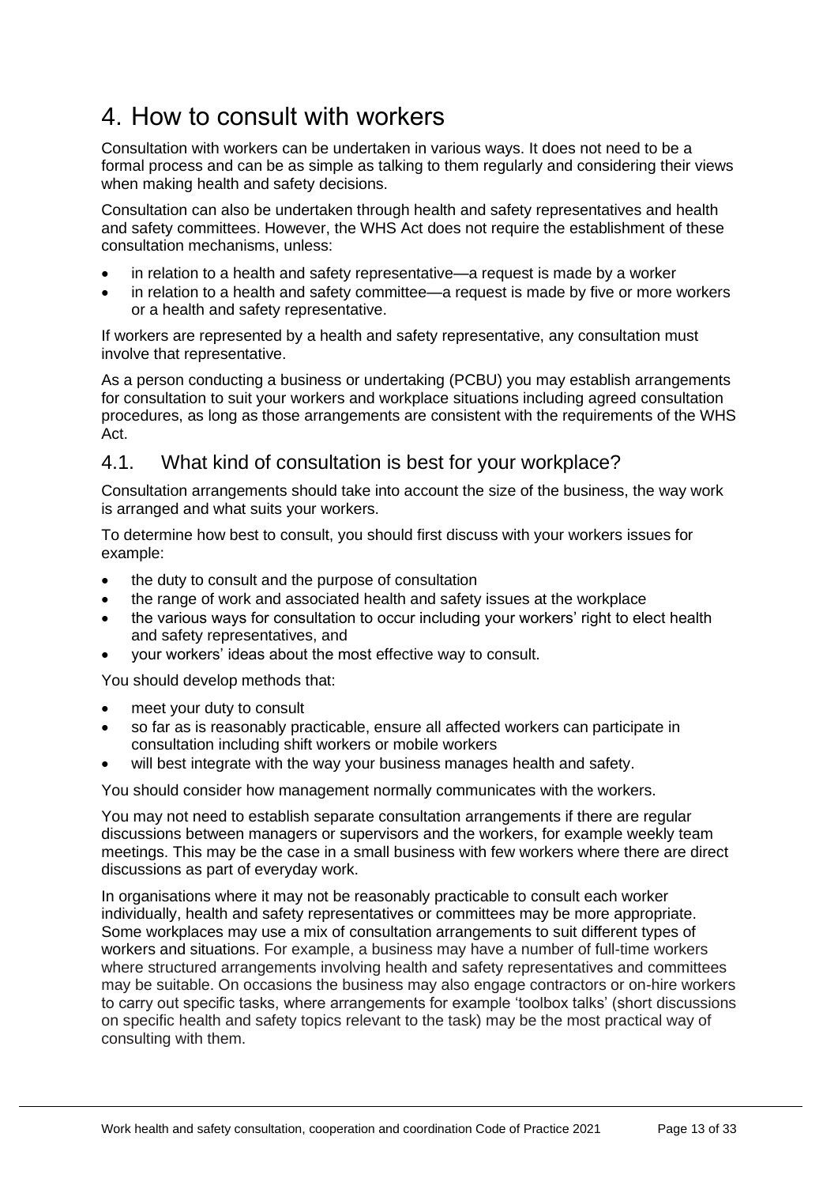# 4. How to consult with workers

Consultation with workers can be undertaken in various ways. It does not need to be a formal process and can be as simple as talking to them regularly and considering their views when making health and safety decisions.

Consultation can also be undertaken through health and safety representatives and health and safety committees. However, the WHS Act does not require the establishment of these consultation mechanisms, unless:

- in relation to a health and safety representative—a request is made by a worker
- in relation to a health and safety committee—a request is made by five or more workers or a health and safety representative.

If workers are represented by a health and safety representative, any consultation must involve that representative.

As a person conducting a business or undertaking (PCBU) you may establish arrangements for consultation to suit your workers and workplace situations including agreed consultation procedures, as long as those arrangements are consistent with the requirements of the WHS Act.

## 4.1. What kind of consultation is best for your workplace?

Consultation arrangements should take into account the size of the business, the way work is arranged and what suits your workers.

To determine how best to consult, you should first discuss with your workers issues for example:

- the duty to consult and the purpose of consultation
- the range of work and associated health and safety issues at the workplace
- the various ways for consultation to occur including your workers' right to elect health and safety representatives, and
- your workers' ideas about the most effective way to consult.

You should develop methods that:

- meet your duty to consult
- so far as is reasonably practicable, ensure all affected workers can participate in consultation including shift workers or mobile workers
- will best integrate with the way your business manages health and safety.

You should consider how management normally communicates with the workers.

You may not need to establish separate consultation arrangements if there are regular discussions between managers or supervisors and the workers, for example weekly team meetings. This may be the case in a small business with few workers where there are direct discussions as part of everyday work.

In organisations where it may not be reasonably practicable to consult each worker individually, health and safety representatives or committees may be more appropriate. Some workplaces may use a mix of consultation arrangements to suit different types of workers and situations. For example, a business may have a number of full-time workers where structured arrangements involving health and safety representatives and committees may be suitable. On occasions the business may also engage contractors or on-hire workers to carry out specific tasks, where arrangements for example 'toolbox talks' (short discussions on specific health and safety topics relevant to the task) may be the most practical way of consulting with them.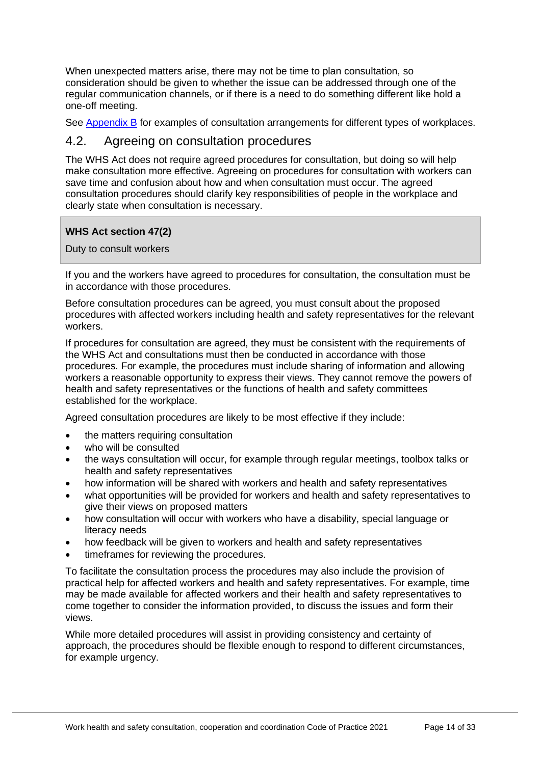When unexpected matters arise, there may not be time to plan consultation, so consideration should be given to whether the issue can be addressed through one of the regular communication channels, or if there is a need to do something different like hold a one-off meeting.

See Appendix B for examples of consultation arrangements for different types of workplaces.

## 4.2. Agreeing on consultation procedures

The WHS Act does not require agreed procedures for consultation, but doing so will help make consultation more effective. Agreeing on procedures for consultation with workers can save time and confusion about how and when consultation must occur. The agreed consultation procedures should clarify key responsibilities of people in the workplace and clearly state when consultation is necessary.

> **WHS Act section 47(2)**
>
> Duty to consult workers

If you and the workers have agreed to procedures for consultation, the consultation must be in accordance with those procedures.

Before consultation procedures can be agreed, you must consult about the proposed procedures with affected workers including health and safety representatives for the relevant workers.

If procedures for consultation are agreed, they must be consistent with the requirements of the WHS Act and consultations must then be conducted in accordance with those procedures. For example, the procedures must include sharing of information and allowing workers a reasonable opportunity to express their views. They cannot remove the powers of health and safety representatives or the functions of health and safety committees established for the workplace.

Agreed consultation procedures are likely to be most effective if they include:

- the matters requiring consultation
- who will be consulted
- the ways consultation will occur, for example through regular meetings, toolbox talks or health and safety representatives
- how information will be shared with workers and health and safety representatives
- what opportunities will be provided for workers and health and safety representatives to give their views on proposed matters
- how consultation will occur with workers who have a disability, special language or literacy needs
- how feedback will be given to workers and health and safety representatives
- timeframes for reviewing the procedures.

To facilitate the consultation process the procedures may also include the provision of practical help for affected workers and health and safety representatives. For example, time may be made available for affected workers and their health and safety representatives to come together to consider the information provided, to discuss the issues and form their views.

While more detailed procedures will assist in providing consistency and certainty of approach, the procedures should be flexible enough to respond to different circumstances, for example urgency.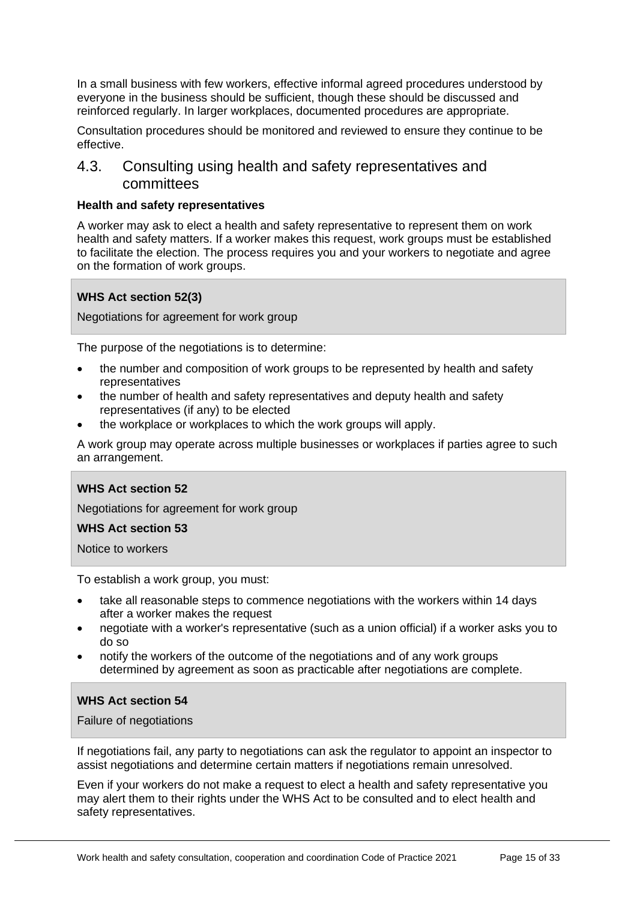In a small business with few workers, effective informal agreed procedures understood by everyone in the business should be sufficient, though these should be discussed and reinforced regularly. In larger workplaces, documented procedures are appropriate.

Consultation procedures should be monitored and reviewed to ensure they continue to be effective.

## 4.3. Consulting using health and safety representatives and committees

**Health and safety representatives**

A worker may ask to elect a health and safety representative to represent them on work health and safety matters. If a worker makes this request, work groups must be established to facilitate the election. The process requires you and your workers to negotiate and agree on the formation of work groups.

> **WHS Act section 52(3)**
>
> Negotiations for agreement for work group

The purpose of the negotiations is to determine:

- the number and composition of work groups to be represented by health and safety representatives
- the number of health and safety representatives and deputy health and safety representatives (if any) to be elected
- the workplace or workplaces to which the work groups will apply.

A work group may operate across multiple businesses or workplaces if parties agree to such an arrangement.

> **WHS Act section 52**
>
> Negotiations for agreement for work group
>
> **WHS Act section 53**
>
> Notice to workers

To establish a work group, you must:

- take all reasonable steps to commence negotiations with the workers within 14 days after a worker makes the request
- negotiate with a worker's representative (such as a union official) if a worker asks you to do so
- notify the workers of the outcome of the negotiations and of any work groups determined by agreement as soon as practicable after negotiations are complete.

> **WHS Act section 54**
>
> Failure of negotiations

If negotiations fail, any party to negotiations can ask the regulator to appoint an inspector to assist negotiations and determine certain matters if negotiations remain unresolved.

Even if your workers do not make a request to elect a health and safety representative you may alert them to their rights under the WHS Act to be consulted and to elect health and safety representatives.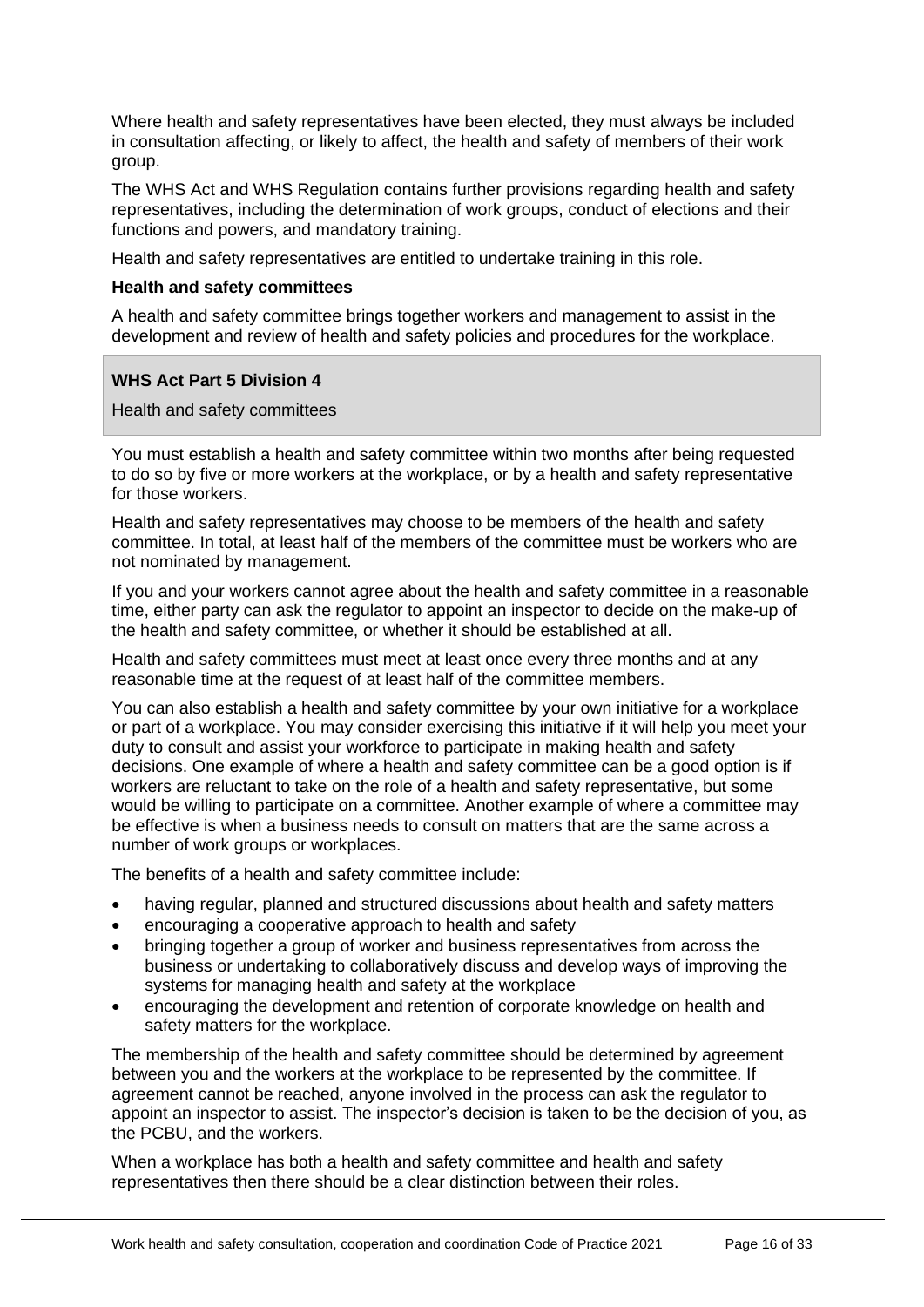Where health and safety representatives have been elected, they must always be included in consultation affecting, or likely to affect, the health and safety of members of their work group.

The WHS Act and WHS Regulation contains further provisions regarding health and safety representatives, including the determination of work groups, conduct of elections and their functions and powers, and mandatory training.

Health and safety representatives are entitled to undertake training in this role.

**Health and safety committees**

A health and safety committee brings together workers and management to assist in the development and review of health and safety policies and procedures for the workplace.

> **WHS Act Part 5 Division 4**
>
> Health and safety committees

You must establish a health and safety committee within two months after being requested to do so by five or more workers at the workplace, or by a health and safety representative for those workers.

Health and safety representatives may choose to be members of the health and safety committee. In total, at least half of the members of the committee must be workers who are not nominated by management.

If you and your workers cannot agree about the health and safety committee in a reasonable time, either party can ask the regulator to appoint an inspector to decide on the make-up of the health and safety committee, or whether it should be established at all.

Health and safety committees must meet at least once every three months and at any reasonable time at the request of at least half of the committee members.

You can also establish a health and safety committee by your own initiative for a workplace or part of a workplace. You may consider exercising this initiative if it will help you meet your duty to consult and assist your workforce to participate in making health and safety decisions. One example of where a health and safety committee can be a good option is if workers are reluctant to take on the role of a health and safety representative, but some would be willing to participate on a committee. Another example of where a committee may be effective is when a business needs to consult on matters that are the same across a number of work groups or workplaces.

The benefits of a health and safety committee include:

- having regular, planned and structured discussions about health and safety matters
- encouraging a cooperative approach to health and safety
- bringing together a group of worker and business representatives from across the business or undertaking to collaboratively discuss and develop ways of improving the systems for managing health and safety at the workplace
- encouraging the development and retention of corporate knowledge on health and safety matters for the workplace.

The membership of the health and safety committee should be determined by agreement between you and the workers at the workplace to be represented by the committee. If agreement cannot be reached, anyone involved in the process can ask the regulator to appoint an inspector to assist. The inspector's decision is taken to be the decision of you, as the PCBU, and the workers.

When a workplace has both a health and safety committee and health and safety representatives then there should be a clear distinction between their roles.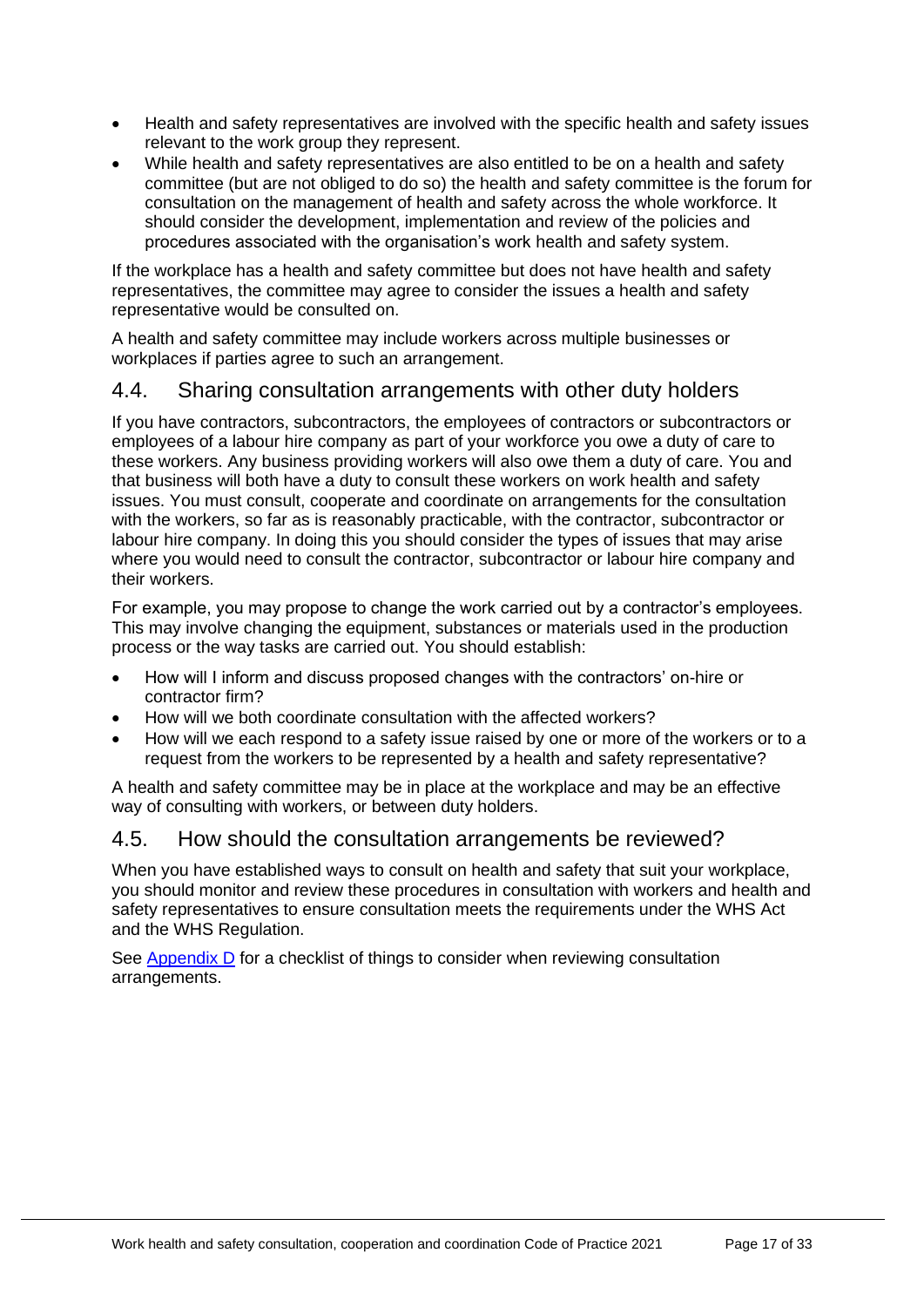- Health and safety representatives are involved with the specific health and safety issues relevant to the work group they represent.
- While health and safety representatives are also entitled to be on a health and safety committee (but are not obliged to do so) the health and safety committee is the forum for consultation on the management of health and safety across the whole workforce. It should consider the development, implementation and review of the policies and procedures associated with the organisation's work health and safety system.

If the workplace has a health and safety committee but does not have health and safety representatives, the committee may agree to consider the issues a health and safety representative would be consulted on.

A health and safety committee may include workers across multiple businesses or workplaces if parties agree to such an arrangement.

## 4.4. Sharing consultation arrangements with other duty holders

If you have contractors, subcontractors, the employees of contractors or subcontractors or employees of a labour hire company as part of your workforce you owe a duty of care to these workers. Any business providing workers will also owe them a duty of care. You and that business will both have a duty to consult these workers on work health and safety issues. You must consult, cooperate and coordinate on arrangements for the consultation with the workers, so far as is reasonably practicable, with the contractor, subcontractor or labour hire company. In doing this you should consider the types of issues that may arise where you would need to consult the contractor, subcontractor or labour hire company and their workers.

For example, you may propose to change the work carried out by a contractor's employees. This may involve changing the equipment, substances or materials used in the production process or the way tasks are carried out. You should establish:

- How will I inform and discuss proposed changes with the contractors' on-hire or contractor firm?
- How will we both coordinate consultation with the affected workers?
- How will we each respond to a safety issue raised by one or more of the workers or to a request from the workers to be represented by a health and safety representative?

A health and safety committee may be in place at the workplace and may be an effective way of consulting with workers, or between duty holders.

## 4.5. How should the consultation arrangements be reviewed?

When you have established ways to consult on health and safety that suit your workplace, you should monitor and review these procedures in consultation with workers and health and safety representatives to ensure consultation meets the requirements under the WHS Act and the WHS Regulation.

See Appendix D for a checklist of things to consider when reviewing consultation arrangements.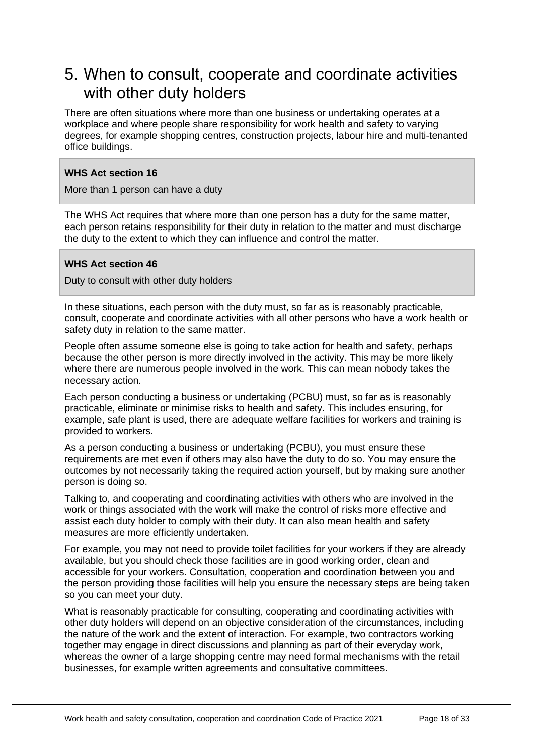# 5. When to consult, cooperate and coordinate activities with other duty holders

There are often situations where more than one business or undertaking operates at a workplace and where people share responsibility for work health and safety to varying degrees, for example shopping centres, construction projects, labour hire and multi-tenanted office buildings.

> **WHS Act section 16**
>
> More than 1 person can have a duty

The WHS Act requires that where more than one person has a duty for the same matter, each person retains responsibility for their duty in relation to the matter and must discharge the duty to the extent to which they can influence and control the matter.

> **WHS Act section 46**
>
> Duty to consult with other duty holders

In these situations, each person with the duty must, so far as is reasonably practicable, consult, cooperate and coordinate activities with all other persons who have a work health or safety duty in relation to the same matter.

People often assume someone else is going to take action for health and safety, perhaps because the other person is more directly involved in the activity. This may be more likely where there are numerous people involved in the work. This can mean nobody takes the necessary action.

Each person conducting a business or undertaking (PCBU) must, so far as is reasonably practicable, eliminate or minimise risks to health and safety. This includes ensuring, for example, safe plant is used, there are adequate welfare facilities for workers and training is provided to workers.

As a person conducting a business or undertaking (PCBU), you must ensure these requirements are met even if others may also have the duty to do so. You may ensure the outcomes by not necessarily taking the required action yourself, but by making sure another person is doing so.

Talking to, and cooperating and coordinating activities with others who are involved in the work or things associated with the work will make the control of risks more effective and assist each duty holder to comply with their duty. It can also mean health and safety measures are more efficiently undertaken.

For example, you may not need to provide toilet facilities for your workers if they are already available, but you should check those facilities are in good working order, clean and accessible for your workers. Consultation, cooperation and coordination between you and the person providing those facilities will help you ensure the necessary steps are being taken so you can meet your duty.

What is reasonably practicable for consulting, cooperating and coordinating activities with other duty holders will depend on an objective consideration of the circumstances, including the nature of the work and the extent of interaction. For example, two contractors working together may engage in direct discussions and planning as part of their everyday work, whereas the owner of a large shopping centre may need formal mechanisms with the retail businesses, for example written agreements and consultative committees.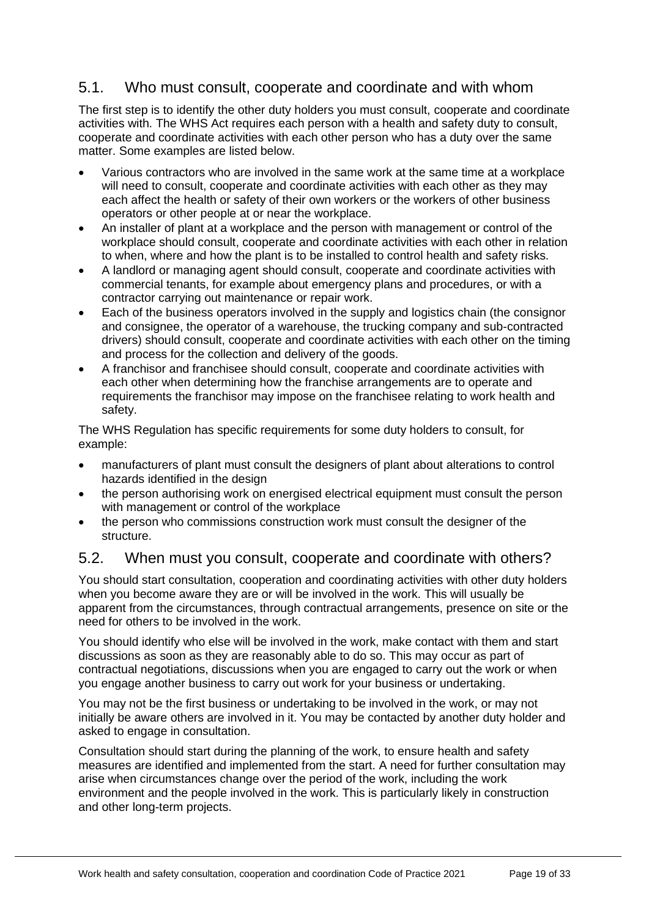## 5.1. Who must consult, cooperate and coordinate and with whom

The first step is to identify the other duty holders you must consult, cooperate and coordinate activities with. The WHS Act requires each person with a health and safety duty to consult, cooperate and coordinate activities with each other person who has a duty over the same matter. Some examples are listed below.

- Various contractors who are involved in the same work at the same time at a workplace will need to consult, cooperate and coordinate activities with each other as they may each affect the health or safety of their own workers or the workers of other business operators or other people at or near the workplace.
- An installer of plant at a workplace and the person with management or control of the workplace should consult, cooperate and coordinate activities with each other in relation to when, where and how the plant is to be installed to control health and safety risks.
- A landlord or managing agent should consult, cooperate and coordinate activities with commercial tenants, for example about emergency plans and procedures, or with a contractor carrying out maintenance or repair work.
- Each of the business operators involved in the supply and logistics chain (the consignor and consignee, the operator of a warehouse, the trucking company and sub-contracted drivers) should consult, cooperate and coordinate activities with each other on the timing and process for the collection and delivery of the goods.
- A franchisor and franchisee should consult, cooperate and coordinate activities with each other when determining how the franchise arrangements are to operate and requirements the franchisor may impose on the franchisee relating to work health and safety.

The WHS Regulation has specific requirements for some duty holders to consult, for example:

- manufacturers of plant must consult the designers of plant about alterations to control hazards identified in the design
- the person authorising work on energised electrical equipment must consult the person with management or control of the workplace
- the person who commissions construction work must consult the designer of the structure.

## 5.2. When must you consult, cooperate and coordinate with others?

You should start consultation, cooperation and coordinating activities with other duty holders when you become aware they are or will be involved in the work. This will usually be apparent from the circumstances, through contractual arrangements, presence on site or the need for others to be involved in the work.

You should identify who else will be involved in the work, make contact with them and start discussions as soon as they are reasonably able to do so. This may occur as part of contractual negotiations, discussions when you are engaged to carry out the work or when you engage another business to carry out work for your business or undertaking.

You may not be the first business or undertaking to be involved in the work, or may not initially be aware others are involved in it. You may be contacted by another duty holder and asked to engage in consultation.

Consultation should start during the planning of the work, to ensure health and safety measures are identified and implemented from the start. A need for further consultation may arise when circumstances change over the period of the work, including the work environment and the people involved in the work. This is particularly likely in construction and other long-term projects.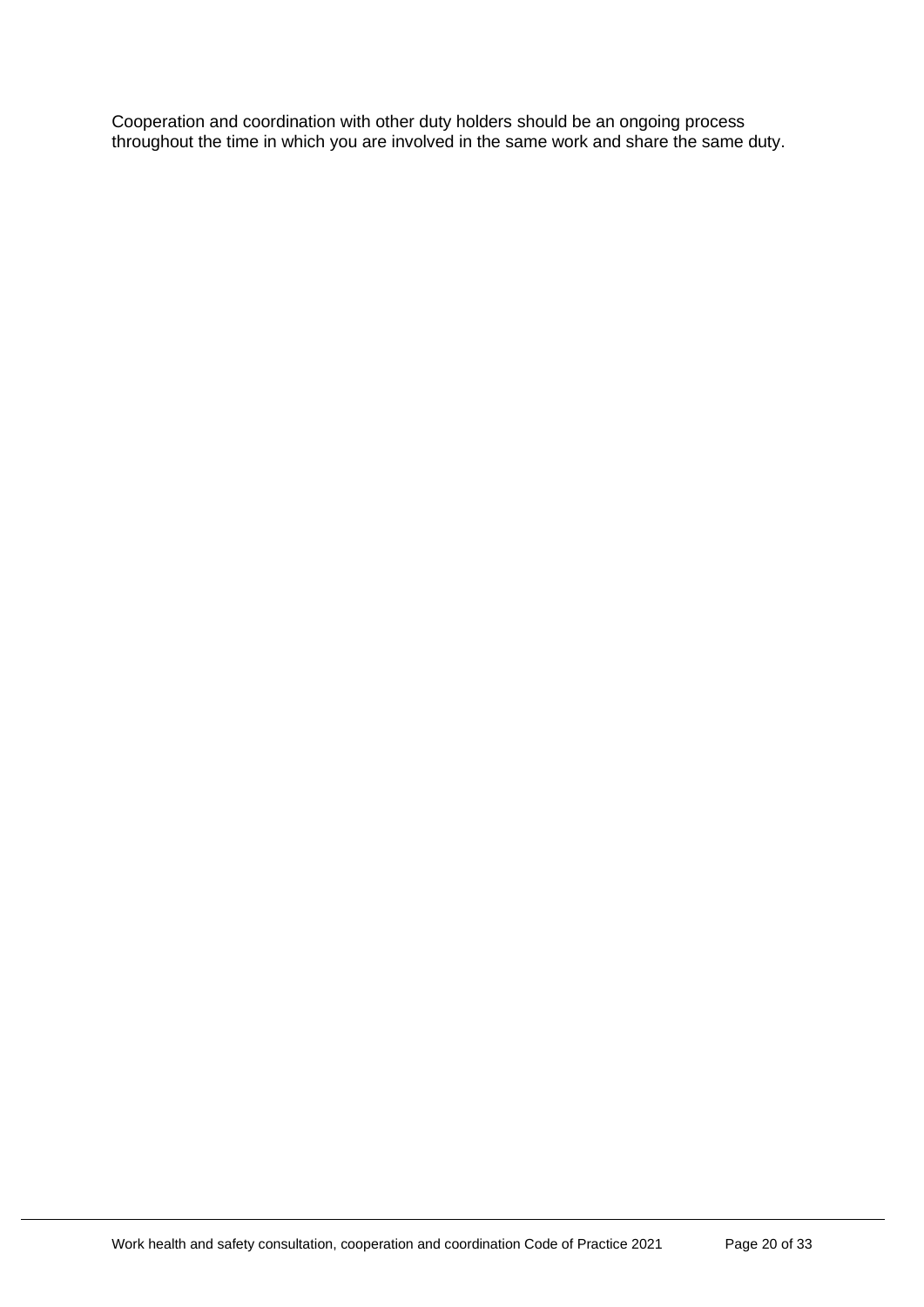Cooperation and coordination with other duty holders should be an ongoing process throughout the time in which you are involved in the same work and share the same duty.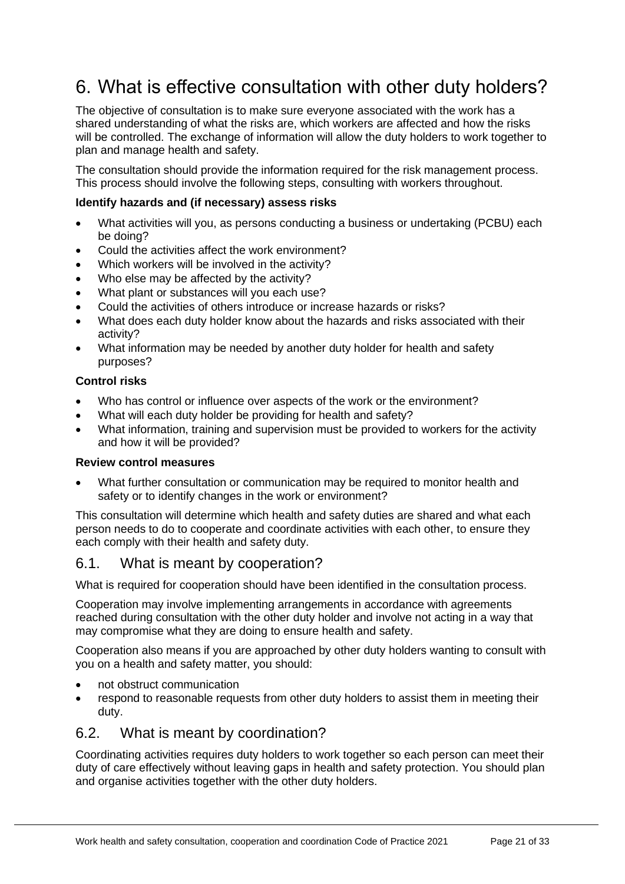# 6. What is effective consultation with other duty holders?

The objective of consultation is to make sure everyone associated with the work has a shared understanding of what the risks are, which workers are affected and how the risks will be controlled. The exchange of information will allow the duty holders to work together to plan and manage health and safety.

The consultation should provide the information required for the risk management process. This process should involve the following steps, consulting with workers throughout.

**Identify hazards and (if necessary) assess risks**

- What activities will you, as persons conducting a business or undertaking (PCBU) each be doing?
- Could the activities affect the work environment?
- Which workers will be involved in the activity?
- Who else may be affected by the activity?
- What plant or substances will you each use?
- Could the activities of others introduce or increase hazards or risks?
- What does each duty holder know about the hazards and risks associated with their activity?
- What information may be needed by another duty holder for health and safety purposes?

**Control risks**

- Who has control or influence over aspects of the work or the environment?
- What will each duty holder be providing for health and safety?
- What information, training and supervision must be provided to workers for the activity and how it will be provided?

**Review control measures**

- What further consultation or communication may be required to monitor health and safety or to identify changes in the work or environment?

This consultation will determine which health and safety duties are shared and what each person needs to do to cooperate and coordinate activities with each other, to ensure they each comply with their health and safety duty.

## 6.1. What is meant by cooperation?

What is required for cooperation should have been identified in the consultation process.

Cooperation may involve implementing arrangements in accordance with agreements reached during consultation with the other duty holder and involve not acting in a way that may compromise what they are doing to ensure health and safety.

Cooperation also means if you are approached by other duty holders wanting to consult with you on a health and safety matter, you should:

- not obstruct communication
- respond to reasonable requests from other duty holders to assist them in meeting their duty.

## 6.2. What is meant by coordination?

Coordinating activities requires duty holders to work together so each person can meet their duty of care effectively without leaving gaps in health and safety protection. You should plan and organise activities together with the other duty holders.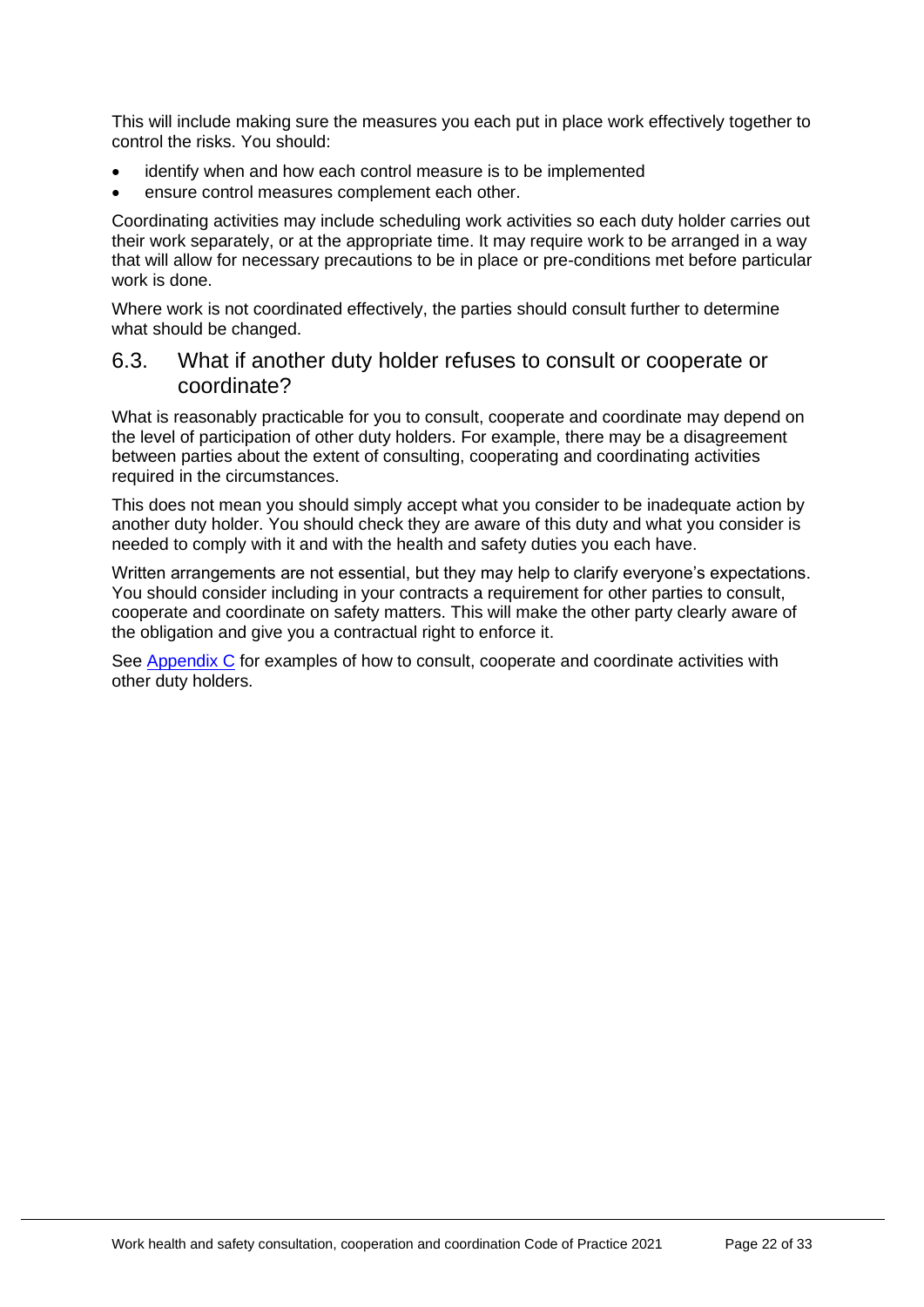This will include making sure the measures you each put in place work effectively together to control the risks. You should:

- identify when and how each control measure is to be implemented
- ensure control measures complement each other.

Coordinating activities may include scheduling work activities so each duty holder carries out their work separately, or at the appropriate time. It may require work to be arranged in a way that will allow for necessary precautions to be in place or pre-conditions met before particular work is done.

Where work is not coordinated effectively, the parties should consult further to determine what should be changed.

## 6.3. What if another duty holder refuses to consult or cooperate or coordinate?

What is reasonably practicable for you to consult, cooperate and coordinate may depend on the level of participation of other duty holders. For example, there may be a disagreement between parties about the extent of consulting, cooperating and coordinating activities required in the circumstances.

This does not mean you should simply accept what you consider to be inadequate action by another duty holder. You should check they are aware of this duty and what you consider is needed to comply with it and with the health and safety duties you each have.

Written arrangements are not essential, but they may help to clarify everyone's expectations. You should consider including in your contracts a requirement for other parties to consult, cooperate and coordinate on safety matters. This will make the other party clearly aware of the obligation and give you a contractual right to enforce it.

See Appendix C for examples of how to consult, cooperate and coordinate activities with other duty holders.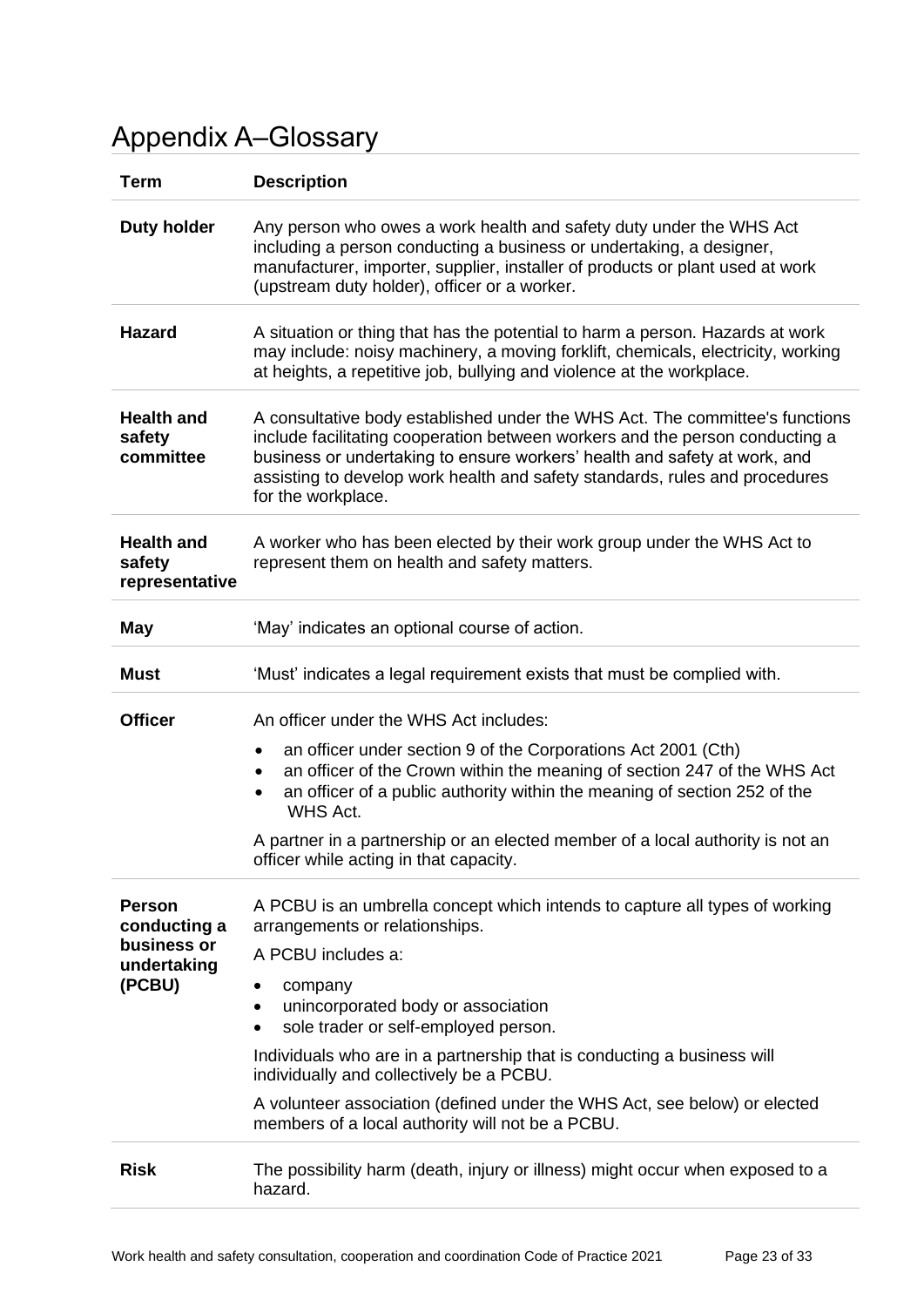# Appendix A–Glossary

| Term | Description |
|---|---|
| **Duty holder** | Any person who owes a work health and safety duty under the WHS Act including a person conducting a business or undertaking, a designer, manufacturer, importer, supplier, installer of products or plant used at work (upstream duty holder), officer or a worker. |
| **Hazard** | A situation or thing that has the potential to harm a person. Hazards at work may include: noisy machinery, a moving forklift, chemicals, electricity, working at heights, a repetitive job, bullying and violence at the workplace. |
| **Health and safety committee** | A consultative body established under the WHS Act. The committee's functions include facilitating cooperation between workers and the person conducting a business or undertaking to ensure workers' health and safety at work, and assisting to develop work health and safety standards, rules and procedures for the workplace. |
| **Health and safety representative** | A worker who has been elected by their work group under the WHS Act to represent them on health and safety matters. |
| **May** | 'May' indicates an optional course of action. |
| **Must** | 'Must' indicates a legal requirement exists that must be complied with. |
| **Officer** | An officer under the WHS Act includes:<br>• an officer under section 9 of the Corporations Act 2001 (Cth)<br>• an officer of the Crown within the meaning of section 247 of the WHS Act<br>• an officer of a public authority within the meaning of section 252 of the WHS Act.<br>A partner in a partnership or an elected member of a local authority is not an officer while acting in that capacity. |
| **Person conducting a business or undertaking (PCBU)** | A PCBU is an umbrella concept which intends to capture all types of working arrangements or relationships.<br>A PCBU includes a:<br>• company<br>• unincorporated body or association<br>• sole trader or self-employed person.<br>Individuals who are in a partnership that is conducting a business will individually and collectively be a PCBU.<br>A volunteer association (defined under the WHS Act, see below) or elected members of a local authority will not be a PCBU. |
| **Risk** | The possibility harm (death, injury or illness) might occur when exposed to a hazard. |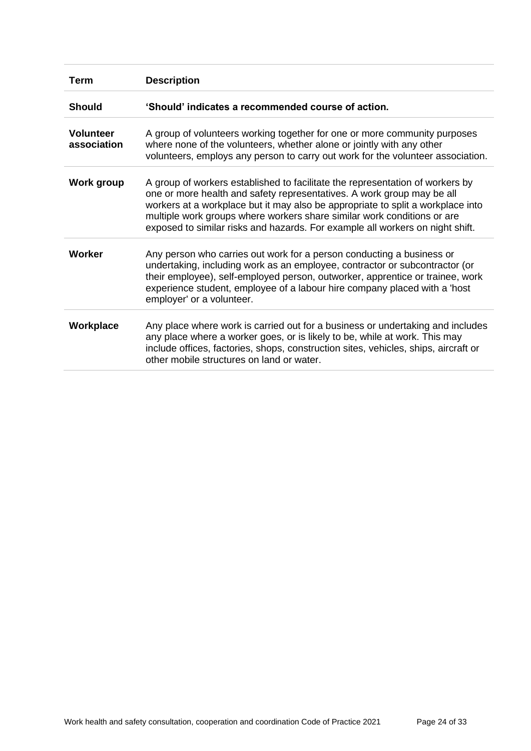| Term | Description |
| --- | --- |
| **Should** | **'Should' indicates a recommended course of action.** |
| **Volunteer association** | A group of volunteers working together for one or more community purposes where none of the volunteers, whether alone or jointly with any other volunteers, employs any person to carry out work for the volunteer association. |
| **Work group** | A group of workers established to facilitate the representation of workers by one or more health and safety representatives. A work group may be all workers at a workplace but it may also be appropriate to split a workplace into multiple work groups where workers share similar work conditions or are exposed to similar risks and hazards. For example all workers on night shift. |
| **Worker** | Any person who carries out work for a person conducting a business or undertaking, including work as an employee, contractor or subcontractor (or their employee), self-employed person, outworker, apprentice or trainee, work experience student, employee of a labour hire company placed with a 'host employer' or a volunteer. |
| **Workplace** | Any place where work is carried out for a business or undertaking and includes any place where a worker goes, or is likely to be, while at work. This may include offices, factories, shops, construction sites, vehicles, ships, aircraft or other mobile structures on land or water. |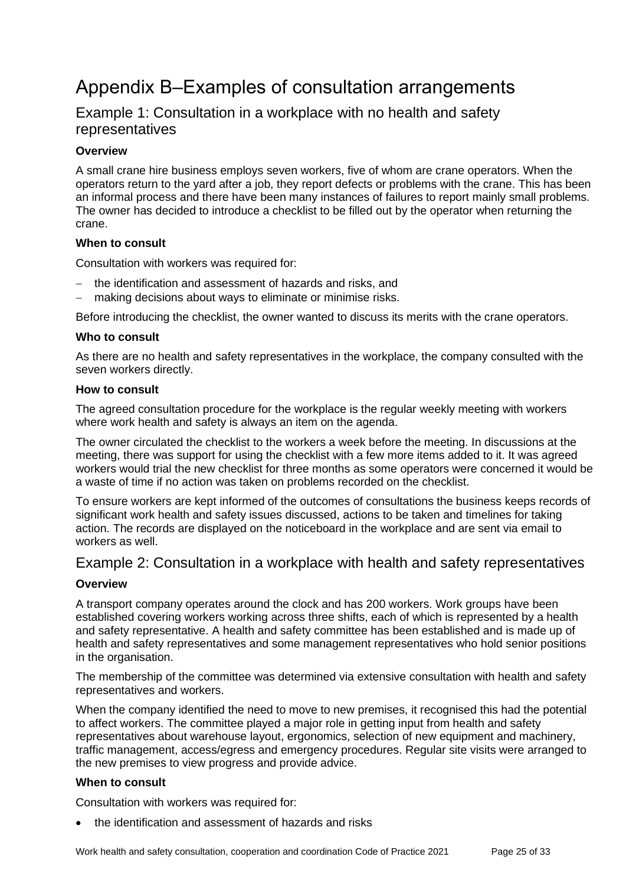# Appendix B–Examples of consultation arrangements

## Example 1: Consultation in a workplace with no health and safety representatives

**Overview**

A small crane hire business employs seven workers, five of whom are crane operators. When the operators return to the yard after a job, they report defects or problems with the crane. This has been an informal process and there have been many instances of failures to report mainly small problems. The owner has decided to introduce a checklist to be filled out by the operator when returning the crane.

**When to consult**

Consultation with workers was required for:

- the identification and assessment of hazards and risks, and
- making decisions about ways to eliminate or minimise risks.

Before introducing the checklist, the owner wanted to discuss its merits with the crane operators.

**Who to consult**

As there are no health and safety representatives in the workplace, the company consulted with the seven workers directly.

**How to consult**

The agreed consultation procedure for the workplace is the regular weekly meeting with workers where work health and safety is always an item on the agenda.

The owner circulated the checklist to the workers a week before the meeting. In discussions at the meeting, there was support for using the checklist with a few more items added to it. It was agreed workers would trial the new checklist for three months as some operators were concerned it would be a waste of time if no action was taken on problems recorded on the checklist.

To ensure workers are kept informed of the outcomes of consultations the business keeps records of significant work health and safety issues discussed, actions to be taken and timelines for taking action. The records are displayed on the noticeboard in the workplace and are sent via email to workers as well.

## Example 2: Consultation in a workplace with health and safety representatives

**Overview**

A transport company operates around the clock and has 200 workers. Work groups have been established covering workers working across three shifts, each of which is represented by a health and safety representative. A health and safety committee has been established and is made up of health and safety representatives and some management representatives who hold senior positions in the organisation.

The membership of the committee was determined via extensive consultation with health and safety representatives and workers.

When the company identified the need to move to new premises, it recognised this had the potential to affect workers. The committee played a major role in getting input from health and safety representatives about warehouse layout, ergonomics, selection of new equipment and machinery, traffic management, access/egress and emergency procedures. Regular site visits were arranged to the new premises to view progress and provide advice.

**When to consult**

Consultation with workers was required for:

- the identification and assessment of hazards and risks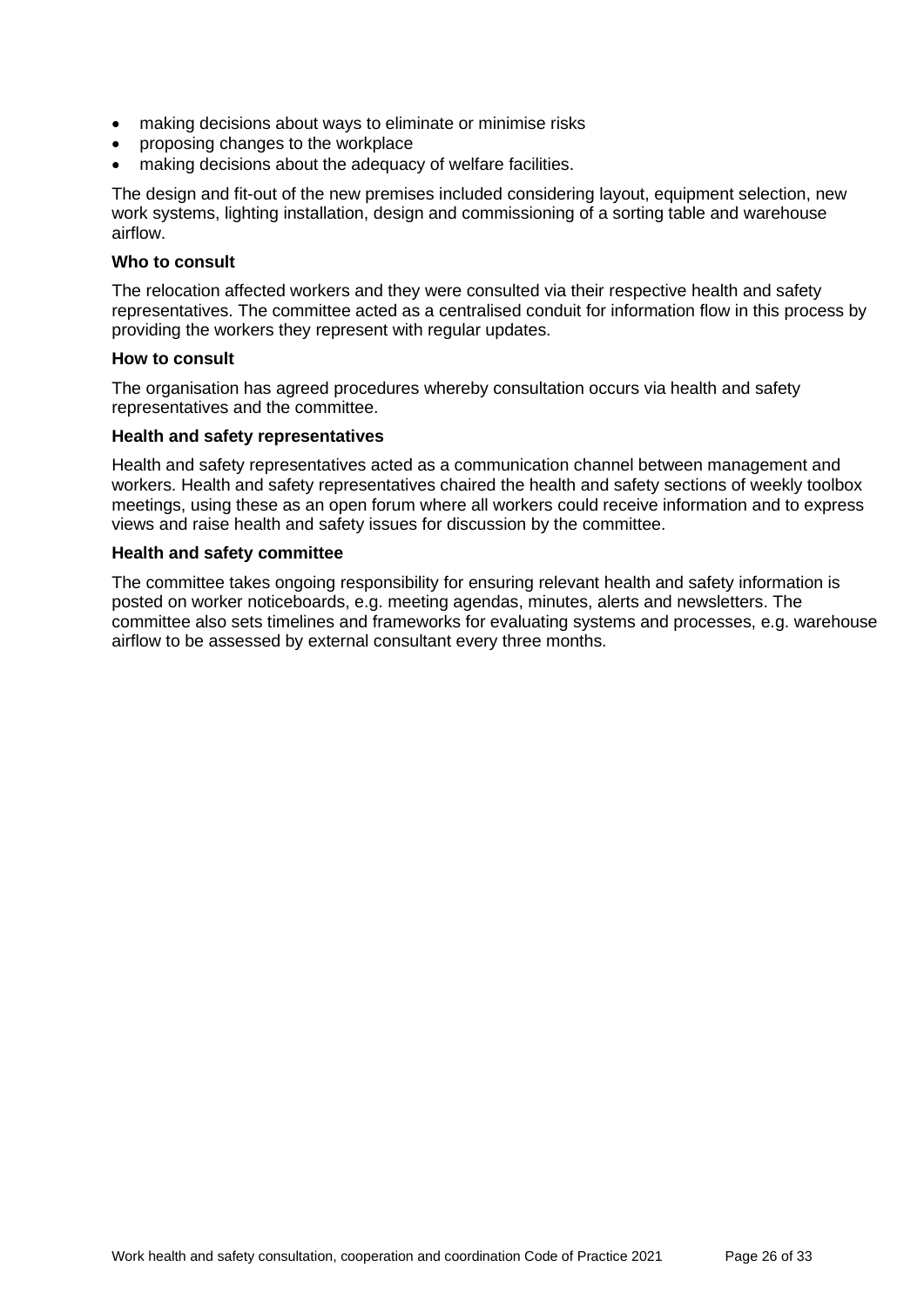- making decisions about ways to eliminate or minimise risks
- proposing changes to the workplace
- making decisions about the adequacy of welfare facilities.

The design and fit-out of the new premises included considering layout, equipment selection, new work systems, lighting installation, design and commissioning of a sorting table and warehouse airflow.

**Who to consult**

The relocation affected workers and they were consulted via their respective health and safety representatives. The committee acted as a centralised conduit for information flow in this process by providing the workers they represent with regular updates.

**How to consult**

The organisation has agreed procedures whereby consultation occurs via health and safety representatives and the committee.

**Health and safety representatives**

Health and safety representatives acted as a communication channel between management and workers. Health and safety representatives chaired the health and safety sections of weekly toolbox meetings, using these as an open forum where all workers could receive information and to express views and raise health and safety issues for discussion by the committee.

**Health and safety committee**

The committee takes ongoing responsibility for ensuring relevant health and safety information is posted on worker noticeboards, e.g. meeting agendas, minutes, alerts and newsletters. The committee also sets timelines and frameworks for evaluating systems and processes, e.g. warehouse airflow to be assessed by external consultant every three months.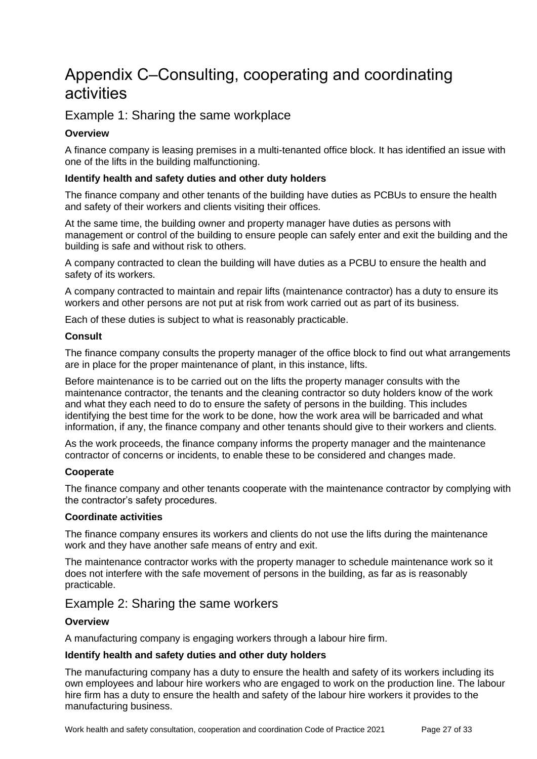# Appendix C–Consulting, cooperating and coordinating activities

## Example 1: Sharing the same workplace

**Overview**

A finance company is leasing premises in a multi-tenanted office block. It has identified an issue with one of the lifts in the building malfunctioning.

**Identify health and safety duties and other duty holders**

The finance company and other tenants of the building have duties as PCBUs to ensure the health and safety of their workers and clients visiting their offices.

At the same time, the building owner and property manager have duties as persons with management or control of the building to ensure people can safely enter and exit the building and the building is safe and without risk to others.

A company contracted to clean the building will have duties as a PCBU to ensure the health and safety of its workers.

A company contracted to maintain and repair lifts (maintenance contractor) has a duty to ensure its workers and other persons are not put at risk from work carried out as part of its business.

Each of these duties is subject to what is reasonably practicable.

**Consult**

The finance company consults the property manager of the office block to find out what arrangements are in place for the proper maintenance of plant, in this instance, lifts.

Before maintenance is to be carried out on the lifts the property manager consults with the maintenance contractor, the tenants and the cleaning contractor so duty holders know of the work and what they each need to do to ensure the safety of persons in the building. This includes identifying the best time for the work to be done, how the work area will be barricaded and what information, if any, the finance company and other tenants should give to their workers and clients.

As the work proceeds, the finance company informs the property manager and the maintenance contractor of concerns or incidents, to enable these to be considered and changes made.

**Cooperate**

The finance company and other tenants cooperate with the maintenance contractor by complying with the contractor's safety procedures.

**Coordinate activities**

The finance company ensures its workers and clients do not use the lifts during the maintenance work and they have another safe means of entry and exit.

The maintenance contractor works with the property manager to schedule maintenance work so it does not interfere with the safe movement of persons in the building, as far as is reasonably practicable.

## Example 2: Sharing the same workers

**Overview**

A manufacturing company is engaging workers through a labour hire firm.

**Identify health and safety duties and other duty holders**

The manufacturing company has a duty to ensure the health and safety of its workers including its own employees and labour hire workers who are engaged to work on the production line. The labour hire firm has a duty to ensure the health and safety of the labour hire workers it provides to the manufacturing business.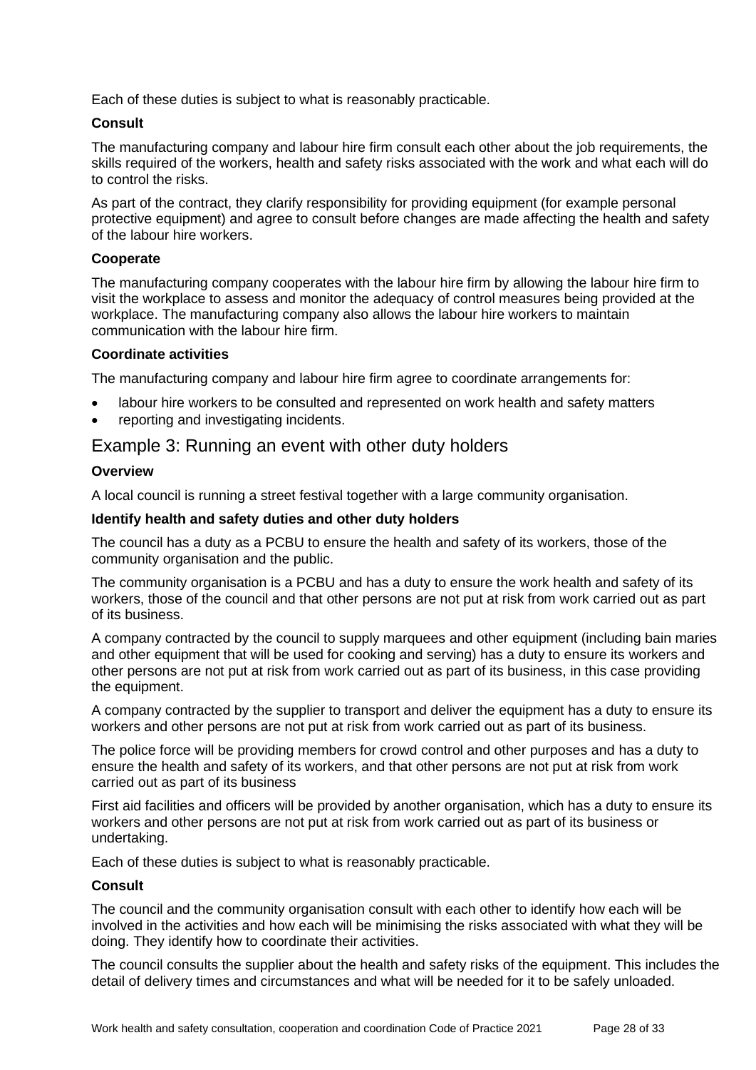Each of these duties is subject to what is reasonably practicable.

**Consult**

The manufacturing company and labour hire firm consult each other about the job requirements, the skills required of the workers, health and safety risks associated with the work and what each will do to control the risks.

As part of the contract, they clarify responsibility for providing equipment (for example personal protective equipment) and agree to consult before changes are made affecting the health and safety of the labour hire workers.

**Cooperate**

The manufacturing company cooperates with the labour hire firm by allowing the labour hire firm to visit the workplace to assess and monitor the adequacy of control measures being provided at the workplace. The manufacturing company also allows the labour hire workers to maintain communication with the labour hire firm.

**Coordinate activities**

The manufacturing company and labour hire firm agree to coordinate arrangements for:

- labour hire workers to be consulted and represented on work health and safety matters
- reporting and investigating incidents.

## Example 3: Running an event with other duty holders

**Overview**

A local council is running a street festival together with a large community organisation.

**Identify health and safety duties and other duty holders**

The council has a duty as a PCBU to ensure the health and safety of its workers, those of the community organisation and the public.

The community organisation is a PCBU and has a duty to ensure the work health and safety of its workers, those of the council and that other persons are not put at risk from work carried out as part of its business.

A company contracted by the council to supply marquees and other equipment (including bain maries and other equipment that will be used for cooking and serving) has a duty to ensure its workers and other persons are not put at risk from work carried out as part of its business, in this case providing the equipment.

A company contracted by the supplier to transport and deliver the equipment has a duty to ensure its workers and other persons are not put at risk from work carried out as part of its business.

The police force will be providing members for crowd control and other purposes and has a duty to ensure the health and safety of its workers, and that other persons are not put at risk from work carried out as part of its business

First aid facilities and officers will be provided by another organisation, which has a duty to ensure its workers and other persons are not put at risk from work carried out as part of its business or undertaking.

Each of these duties is subject to what is reasonably practicable.

**Consult**

The council and the community organisation consult with each other to identify how each will be involved in the activities and how each will be minimising the risks associated with what they will be doing. They identify how to coordinate their activities.

The council consults the supplier about the health and safety risks of the equipment. This includes the detail of delivery times and circumstances and what will be needed for it to be safely unloaded.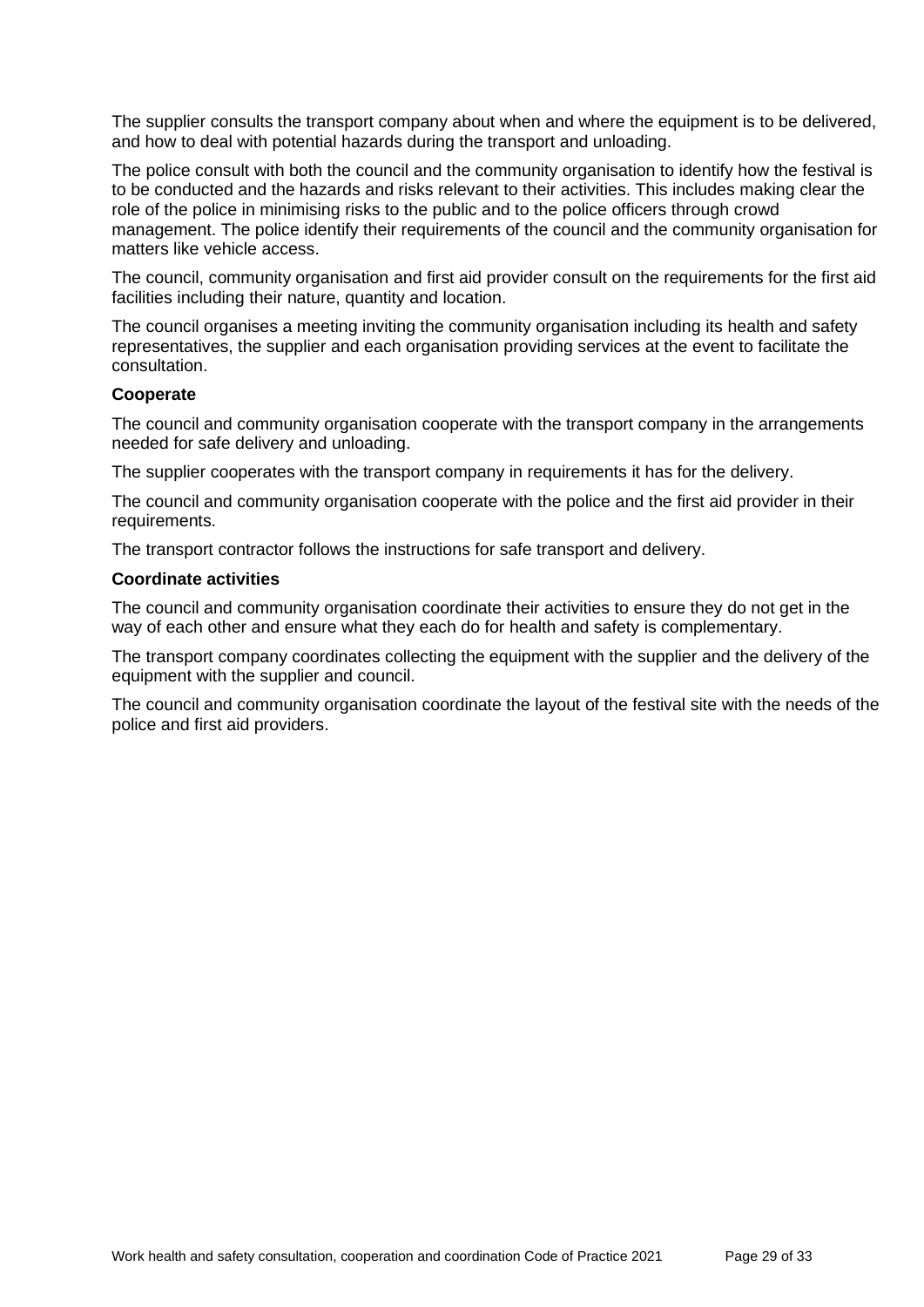The supplier consults the transport company about when and where the equipment is to be delivered, and how to deal with potential hazards during the transport and unloading.

The police consult with both the council and the community organisation to identify how the festival is to be conducted and the hazards and risks relevant to their activities. This includes making clear the role of the police in minimising risks to the public and to the police officers through crowd management. The police identify their requirements of the council and the community organisation for matters like vehicle access.

The council, community organisation and first aid provider consult on the requirements for the first aid facilities including their nature, quantity and location.

The council organises a meeting inviting the community organisation including its health and safety representatives, the supplier and each organisation providing services at the event to facilitate the consultation.

**Cooperate**

The council and community organisation cooperate with the transport company in the arrangements needed for safe delivery and unloading.

The supplier cooperates with the transport company in requirements it has for the delivery.

The council and community organisation cooperate with the police and the first aid provider in their requirements.

The transport contractor follows the instructions for safe transport and delivery.

**Coordinate activities**

The council and community organisation coordinate their activities to ensure they do not get in the way of each other and ensure what they each do for health and safety is complementary.

The transport company coordinates collecting the equipment with the supplier and the delivery of the equipment with the supplier and council.

The council and community organisation coordinate the layout of the festival site with the needs of the police and first aid providers.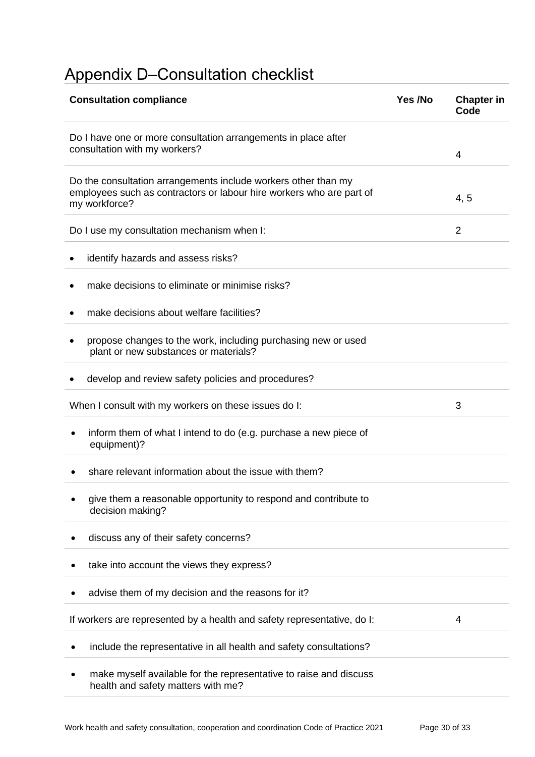# Appendix D–Consultation checklist

| Consultation compliance | Yes /No | Chapter in Code |
|---|---|---|
| Do I have one or more consultation arrangements in place after consultation with my workers? | | 4 |
| Do the consultation arrangements include workers other than my employees such as contractors or labour hire workers who are part of my workforce? | | 4, 5 |
| Do I use my consultation mechanism when I: | | 2 |
| • identify hazards and assess risks? | | |
| • make decisions to eliminate or minimise risks? | | |
| • make decisions about welfare facilities? | | |
| • propose changes to the work, including purchasing new or used plant or new substances or materials? | | |
| • develop and review safety policies and procedures? | | |
| When I consult with my workers on these issues do I: | | 3 |
| • inform them of what I intend to do (e.g. purchase a new piece of equipment)? | | |
| • share relevant information about the issue with them? | | |
| • give them a reasonable opportunity to respond and contribute to decision making? | | |
| • discuss any of their safety concerns? | | |
| • take into account the views they express? | | |
| • advise them of my decision and the reasons for it? | | |
| If workers are represented by a health and safety representative, do I: | | 4 |
| • include the representative in all health and safety consultations? | | |
| • make myself available for the representative to raise and discuss health and safety matters with me? | | |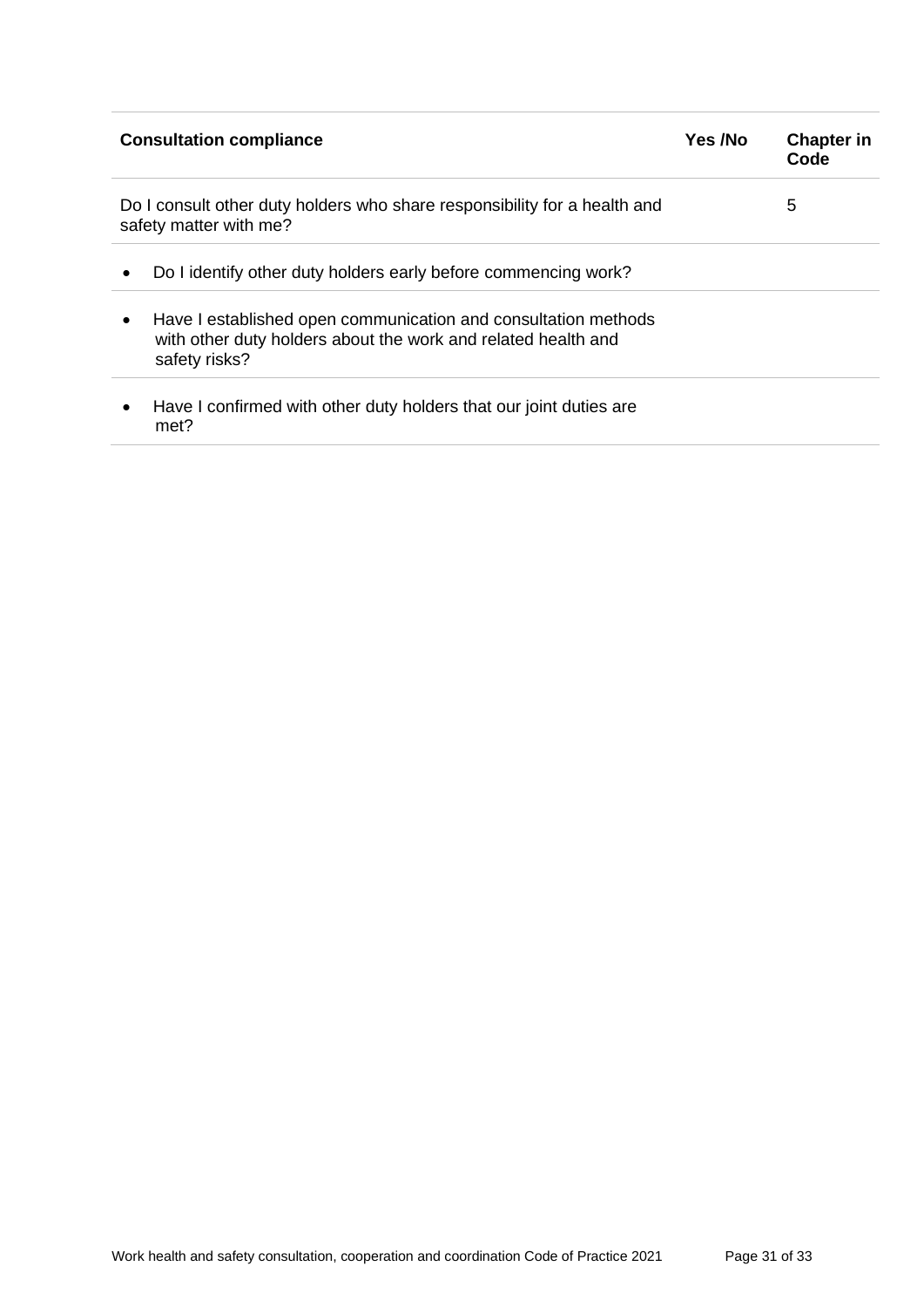| Consultation compliance | Yes /No | Chapter in Code |
|---|---|---|
| Do I consult other duty holders who share responsibility for a health and safety matter with me? | | 5 |
| • Do I identify other duty holders early before commencing work? | | |
| • Have I established open communication and consultation methods with other duty holders about the work and related health and safety risks? | | |
| • Have I confirmed with other duty holders that our joint duties are met? | | |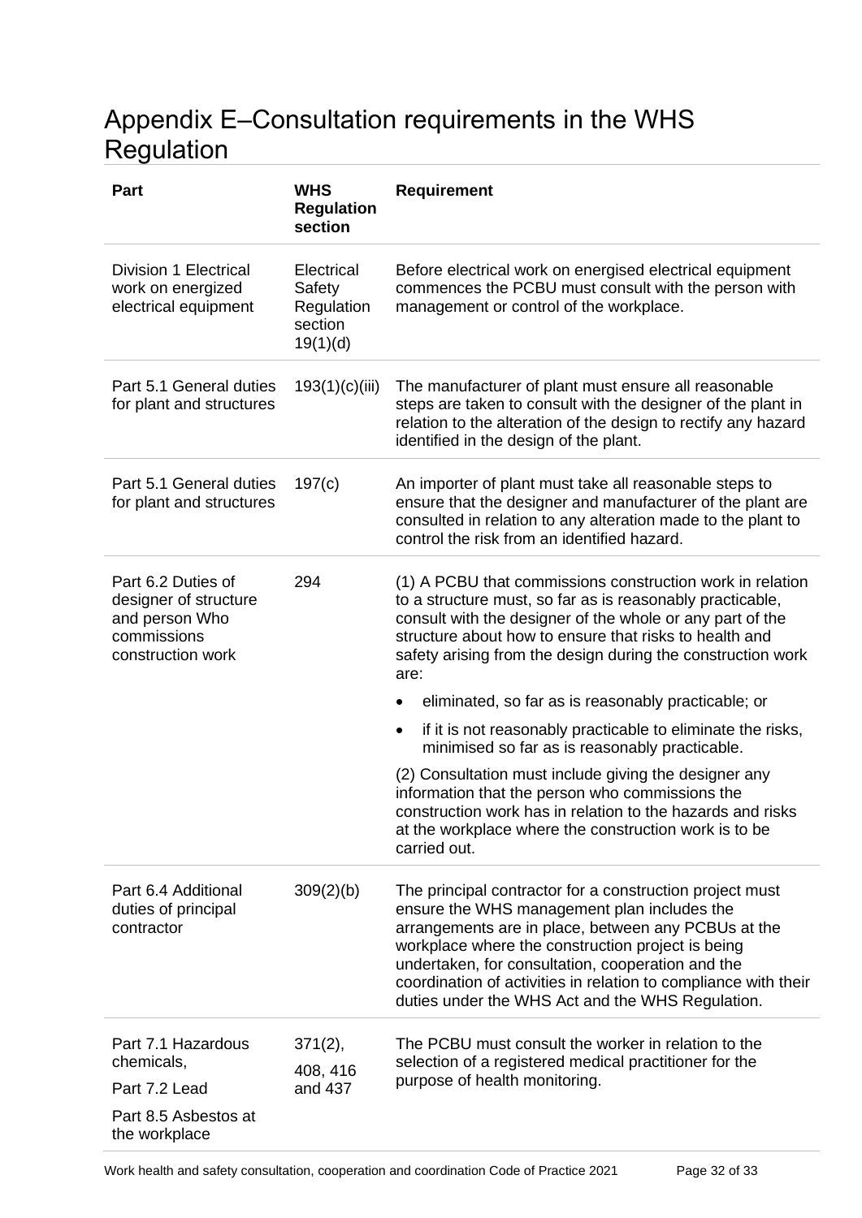# Appendix E–Consultation requirements in the WHS Regulation

| Part | WHS Regulation section | Requirement |
| --- | --- | --- |
| Division 1 Electrical work on energized electrical equipment | Electrical Safety Regulation section 19(1)(d) | Before electrical work on energised electrical equipment commences the PCBU must consult with the person with management or control of the workplace. |
| Part 5.1 General duties for plant and structures | 193(1)(c)(iii) | The manufacturer of plant must ensure all reasonable steps are taken to consult with the designer of the plant in relation to the alteration of the design to rectify any hazard identified in the design of the plant. |
| Part 5.1 General duties for plant and structures | 197(c) | An importer of plant must take all reasonable steps to ensure that the designer and manufacturer of the plant are consulted in relation to any alteration made to the plant to control the risk from an identified hazard. |
| Part 6.2 Duties of designer of structure and person Who commissions construction work | 294 | (1) A PCBU that commissions construction work in relation to a structure must, so far as is reasonably practicable, consult with the designer of the whole or any part of the structure about how to ensure that risks to health and safety arising from the design during the construction work are:<br>• eliminated, so far as is reasonably practicable; or<br>• if it is not reasonably practicable to eliminate the risks, minimised so far as is reasonably practicable.<br>(2) Consultation must include giving the designer any information that the person who commissions the construction work has in relation to the hazards and risks at the workplace where the construction work is to be carried out. |
| Part 6.4 Additional duties of principal contractor | 309(2)(b) | The principal contractor for a construction project must ensure the WHS management plan includes the arrangements are in place, between any PCBUs at the workplace where the construction project is being undertaken, for consultation, cooperation and the coordination of activities in relation to compliance with their duties under the WHS Act and the WHS Regulation. |
| Part 7.1 Hazardous chemicals,<br>Part 7.2 Lead<br>Part 8.5 Asbestos at the workplace | 371(2),<br>408, 416 and 437 | The PCBU must consult the worker in relation to the selection of a registered medical practitioner for the purpose of health monitoring. |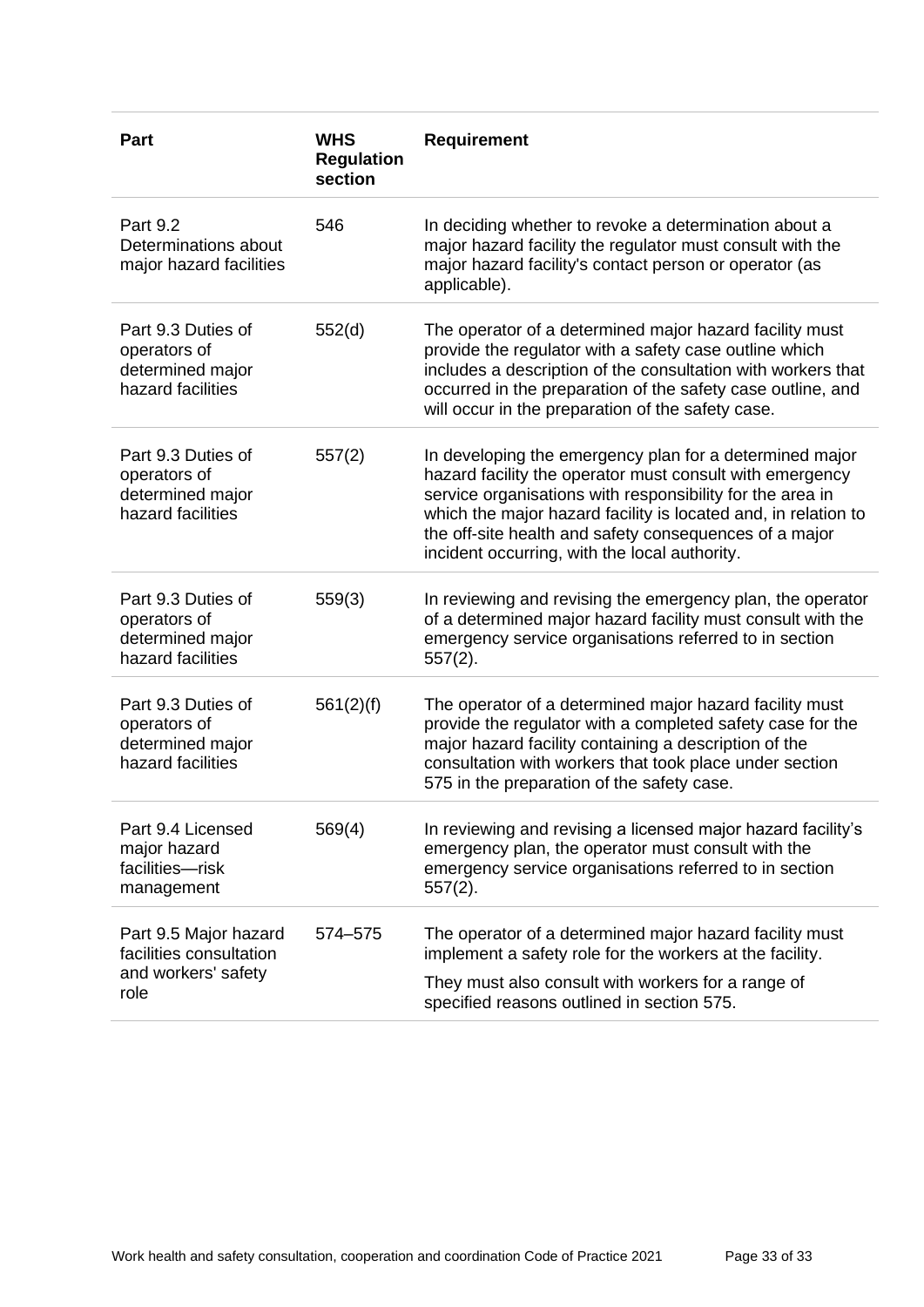| Part | WHS Regulation section | Requirement |
|---|---|---|
| Part 9.2 Determinations about major hazard facilities | 546 | In deciding whether to revoke a determination about a major hazard facility the regulator must consult with the major hazard facility's contact person or operator (as applicable). |
| Part 9.3 Duties of operators of determined major hazard facilities | 552(d) | The operator of a determined major hazard facility must provide the regulator with a safety case outline which includes a description of the consultation with workers that occurred in the preparation of the safety case outline, and will occur in the preparation of the safety case. |
| Part 9.3 Duties of operators of determined major hazard facilities | 557(2) | In developing the emergency plan for a determined major hazard facility the operator must consult with emergency service organisations with responsibility for the area in which the major hazard facility is located and, in relation to the off-site health and safety consequences of a major incident occurring, with the local authority. |
| Part 9.3 Duties of operators of determined major hazard facilities | 559(3) | In reviewing and revising the emergency plan, the operator of a determined major hazard facility must consult with the emergency service organisations referred to in section 557(2). |
| Part 9.3 Duties of operators of determined major hazard facilities | 561(2)(f) | The operator of a determined major hazard facility must provide the regulator with a completed safety case for the major hazard facility containing a description of the consultation with workers that took place under section 575 in the preparation of the safety case. |
| Part 9.4 Licensed major hazard facilities—risk management | 569(4) | In reviewing and revising a licensed major hazard facility's emergency plan, the operator must consult with the emergency service organisations referred to in section 557(2). |
| Part 9.5 Major hazard facilities consultation and workers' safety role | 574–575 | The operator of a determined major hazard facility must implement a safety role for the workers at the facility. They must also consult with workers for a range of specified reasons outlined in section 575. |